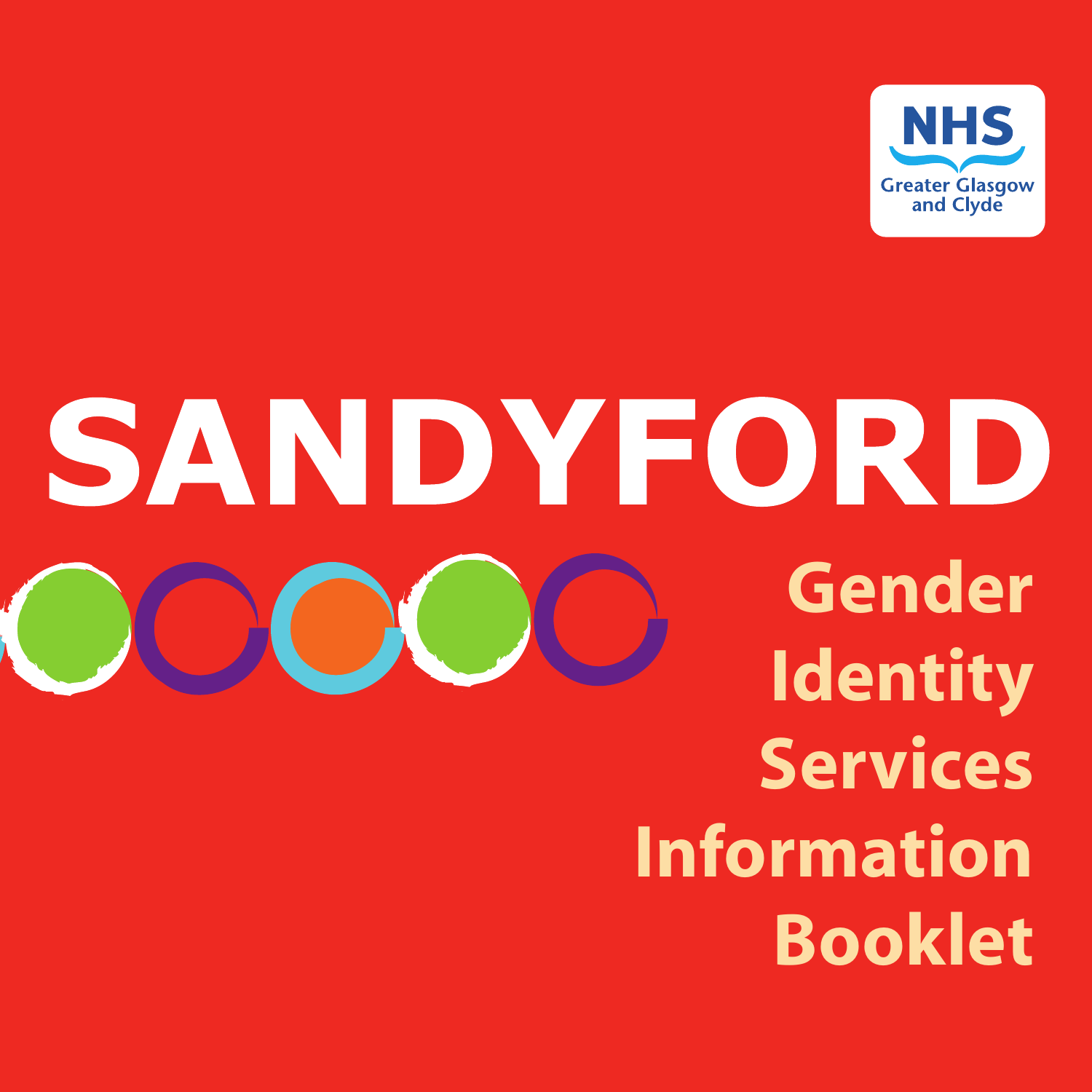NHS Greater Glasgow and Clyde

# SANDYFORD

## Gender Identity Services Information Booklet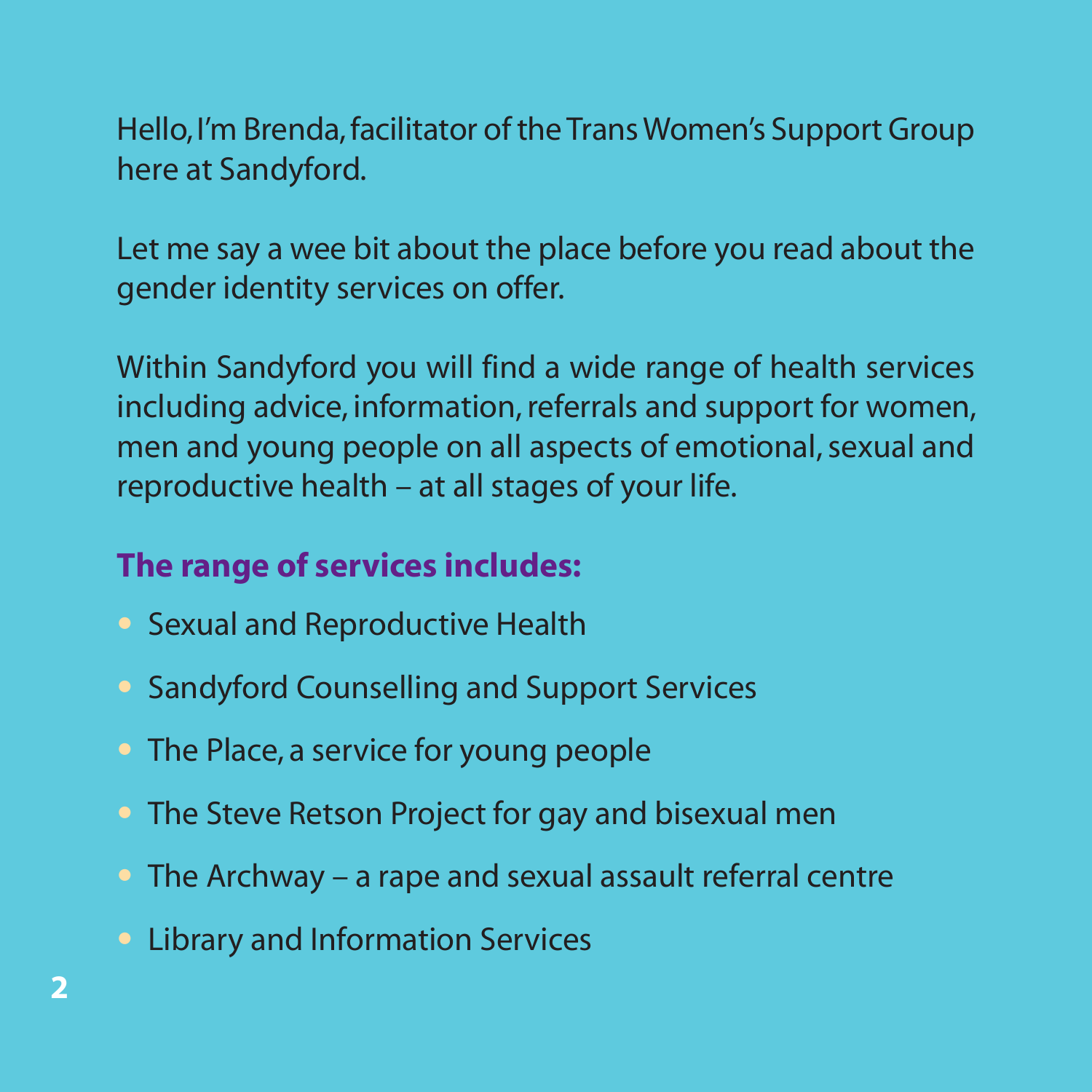Hello, I'm Brenda, facilitator of the Trans Women's Support Group here at Sandyford.

Let me say a wee bit about the place before you read about the gender identity services on offer.

Within Sandyford you will find a wide range of health services including advice, information, referrals and support for women, men and young people on all aspects of emotional, sexual and reproductive health – at all stages of your life.

### The range of services includes:

- Sexual and Reproductive Health
- Sandyford Counselling and Support Services
- The Place, a service for young people
- The Steve Retson Project for gay and bisexual men
- The Archway – a rape and sexual assault referral centre
- Library and Information Services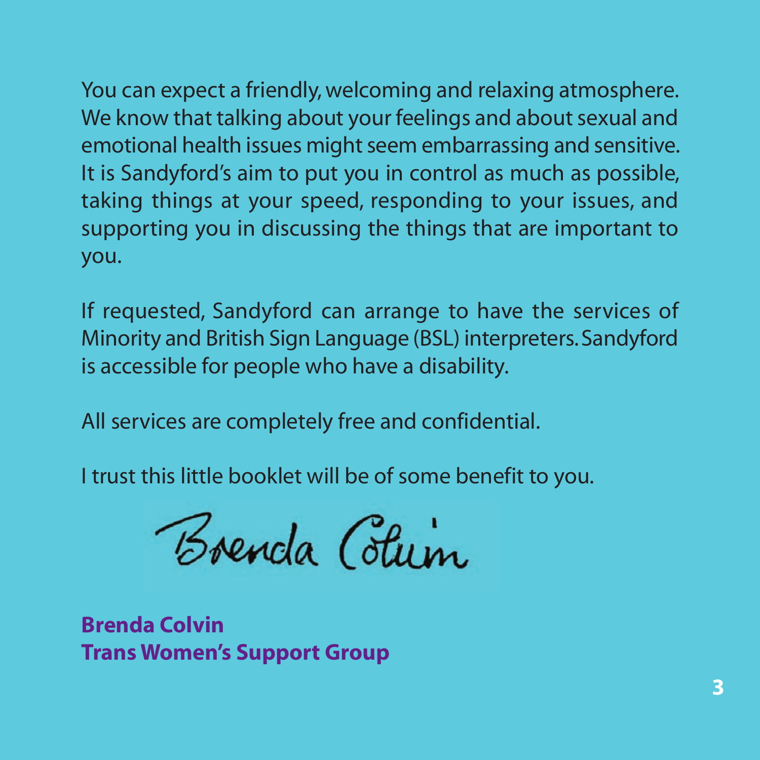You can expect a friendly, welcoming and relaxing atmosphere. We know that talking about your feelings and about sexual and emotional health issues might seem embarrassing and sensitive. It is Sandyford's aim to put you in control as much as possible, taking things at your speed, responding to your issues, and supporting you in discussing the things that are important to you.

If requested, Sandyford can arrange to have the services of Minority and British Sign Language (BSL) interpreters. Sandyford is accessible for people who have a disability.

All services are completely free and confidential.

I trust this little booklet will be of some benefit to you.

Brenda Colvin

**Brenda Colvin**
**Trans Women's Support Group**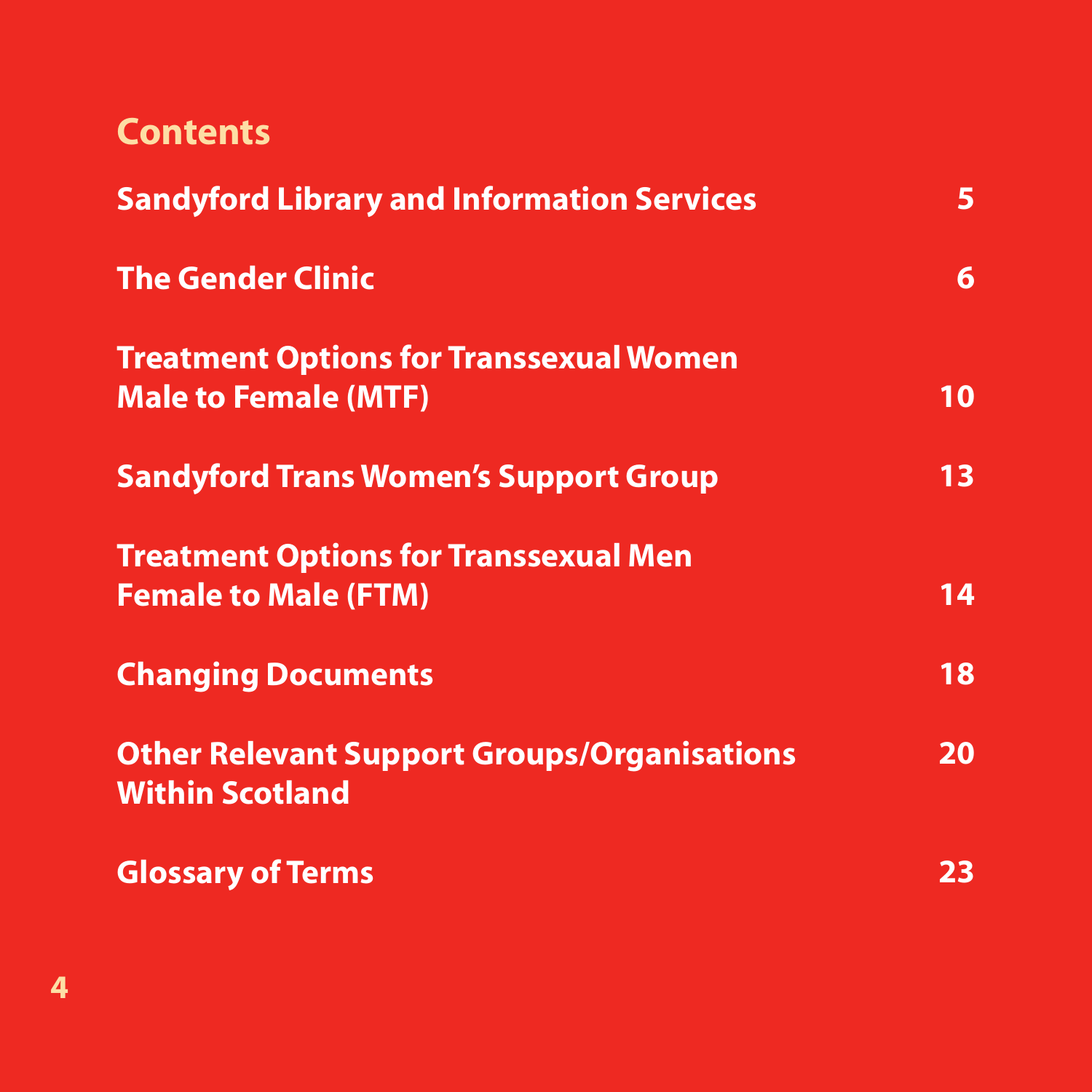## Contents

| | |
|---|---|
| Sandyford Library and Information Services | 5 |
| The Gender Clinic | 6 |
| Treatment Options for Transsexual Women Male to Female (MTF) | 10 |
| Sandyford Trans Women's Support Group | 13 |
| Treatment Options for Transsexual Men Female to Male (FTM) | 14 |
| Changing Documents | 18 |
| Other Relevant Support Groups/Organisations Within Scotland | 20 |
| Glossary of Terms | 23 |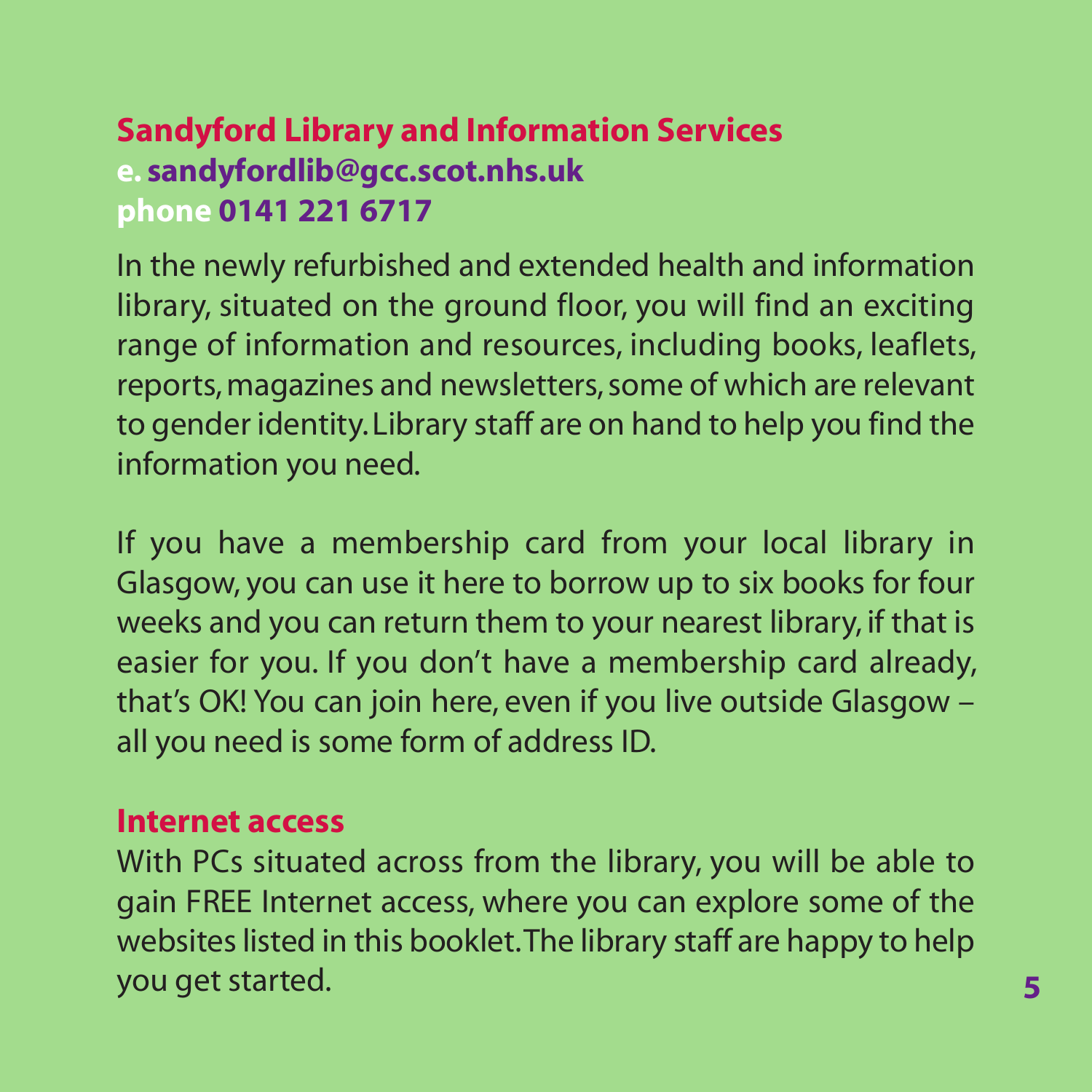## Sandyford Library and Information Services

**e. sandyfordlib@gcc.scot.nhs.uk**
**phone 0141 221 6717**

In the newly refurbished and extended health and information library, situated on the ground floor, you will find an exciting range of information and resources, including books, leaflets, reports, magazines and newsletters, some of which are relevant to gender identity. Library staff are on hand to help you find the information you need.

If you have a membership card from your local library in Glasgow, you can use it here to borrow up to six books for four weeks and you can return them to your nearest library, if that is easier for you. If you don't have a membership card already, that's OK! You can join here, even if you live outside Glasgow – all you need is some form of address ID.

## Internet access

With PCs situated across from the library, you will be able to gain FREE Internet access, where you can explore some of the websites listed in this booklet. The library staff are happy to help you get started.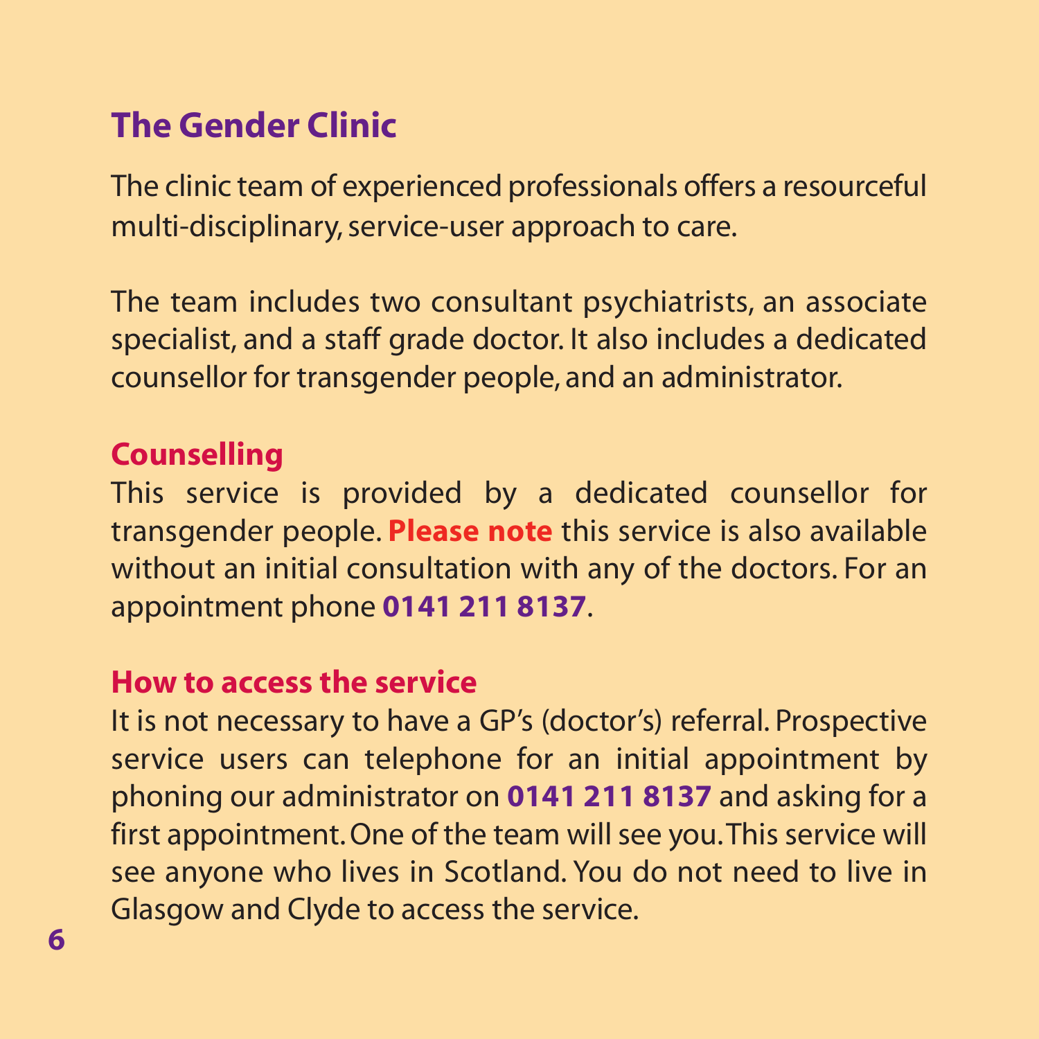## The Gender Clinic

The clinic team of experienced professionals offers a resourceful multi-disciplinary, service-user approach to care.

The team includes two consultant psychiatrists, an associate specialist, and a staff grade doctor. It also includes a dedicated counsellor for transgender people, and an administrator.

### Counselling

This service is provided by a dedicated counsellor for transgender people. **Please note** this service is also available without an initial consultation with any of the doctors. For an appointment phone **0141 211 8137**.

### How to access the service

It is not necessary to have a GP's (doctor's) referral. Prospective service users can telephone for an initial appointment by phoning our administrator on **0141 211 8137** and asking for a first appointment. One of the team will see you. This service will see anyone who lives in Scotland. You do not need to live in Glasgow and Clyde to access the service.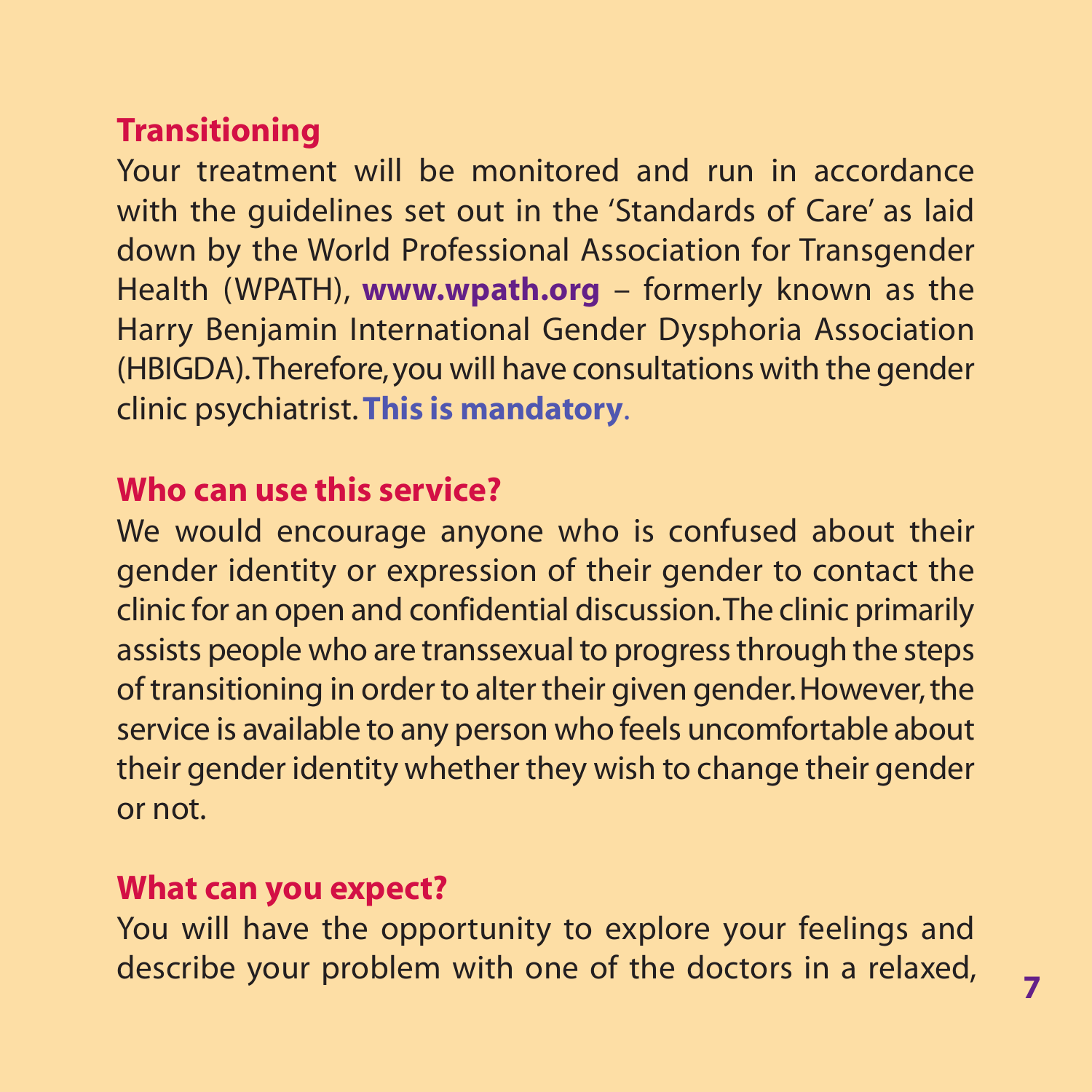## Transitioning

Your treatment will be monitored and run in accordance with the guidelines set out in the 'Standards of Care' as laid down by the World Professional Association for Transgender Health (WPATH), **www.wpath.org** – formerly known as the Harry Benjamin International Gender Dysphoria Association (HBIGDA). Therefore, you will have consultations with the gender clinic psychiatrist. **This is mandatory**.

## Who can use this service?

We would encourage anyone who is confused about their gender identity or expression of their gender to contact the clinic for an open and confidential discussion. The clinic primarily assists people who are transsexual to progress through the steps of transitioning in order to alter their given gender. However, the service is available to any person who feels uncomfortable about their gender identity whether they wish to change their gender or not.

## What can you expect?

You will have the opportunity to explore your feelings and describe your problem with one of the doctors in a relaxed,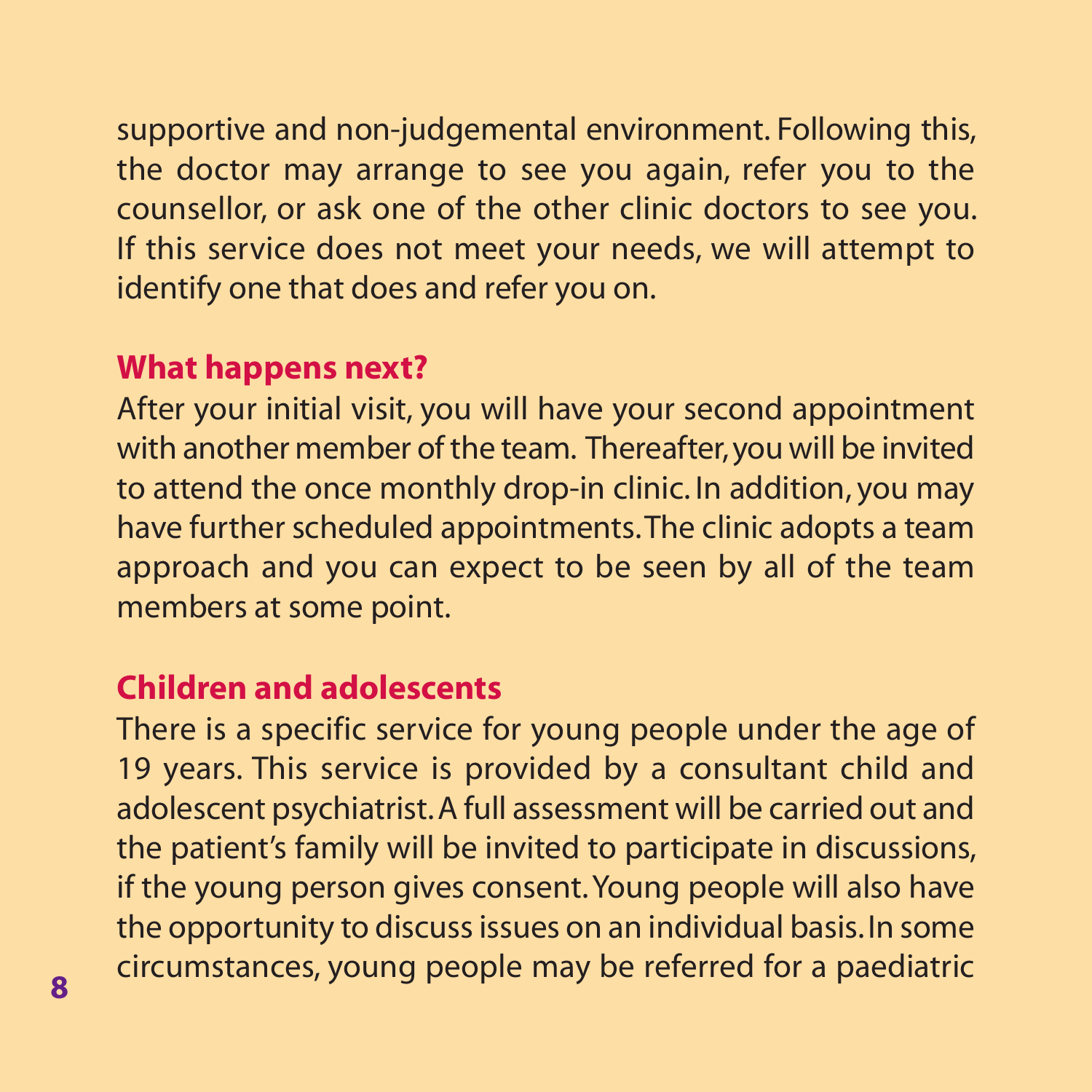supportive and non-judgemental environment. Following this, the doctor may arrange to see you again, refer you to the counsellor, or ask one of the other clinic doctors to see you. If this service does not meet your needs, we will attempt to identify one that does and refer you on.

## What happens next?

After your initial visit, you will have your second appointment with another member of the team. Thereafter, you will be invited to attend the once monthly drop-in clinic. In addition, you may have further scheduled appointments. The clinic adopts a team approach and you can expect to be seen by all of the team members at some point.

## Children and adolescents

There is a specific service for young people under the age of 19 years. This service is provided by a consultant child and adolescent psychiatrist. A full assessment will be carried out and the patient's family will be invited to participate in discussions, if the young person gives consent. Young people will also have the opportunity to discuss issues on an individual basis. In some circumstances, young people may be referred for a paediatric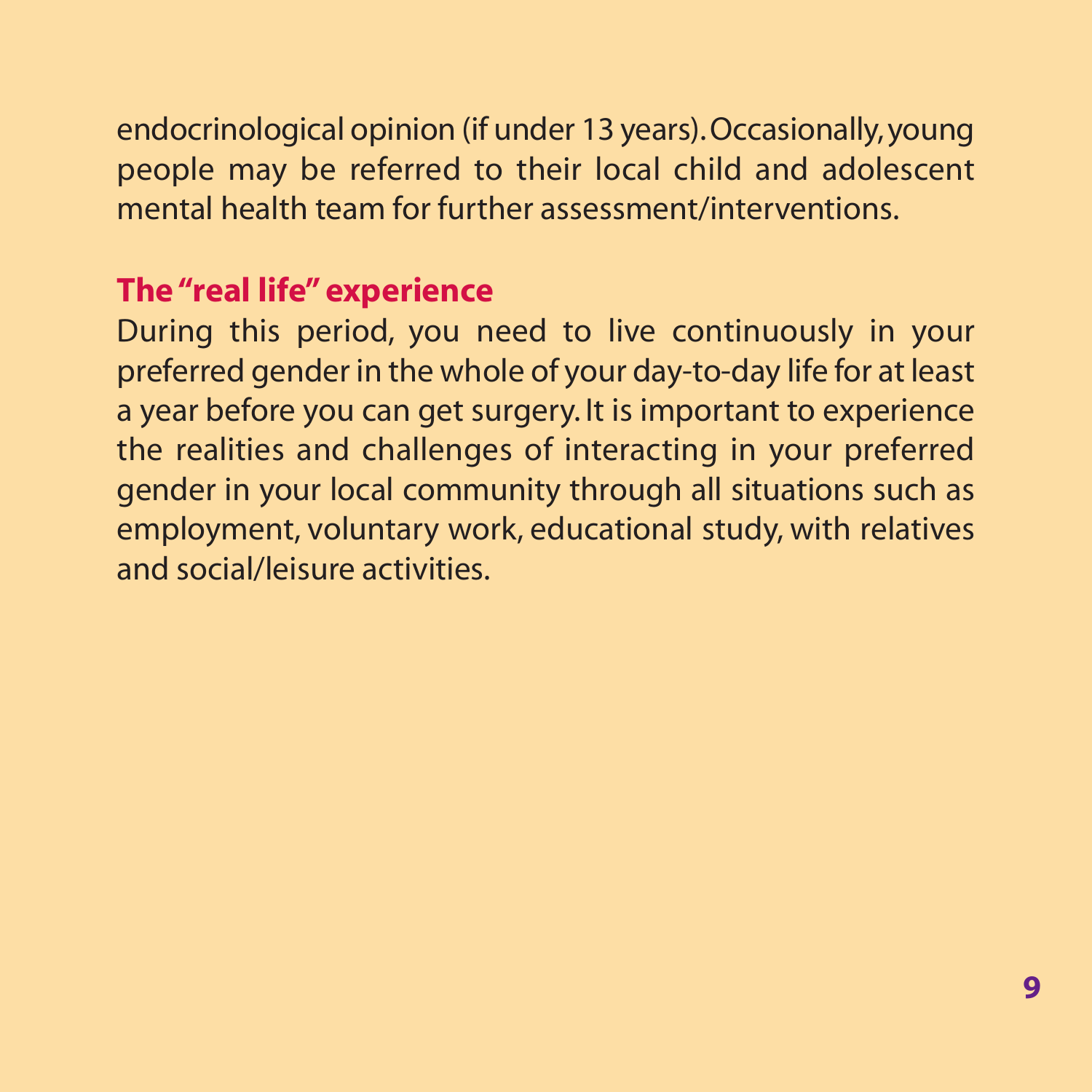endocrinological opinion (if under 13 years). Occasionally, young people may be referred to their local child and adolescent mental health team for further assessment/interventions.

## The "real life" experience

During this period, you need to live continuously in your preferred gender in the whole of your day-to-day life for at least a year before you can get surgery. It is important to experience the realities and challenges of interacting in your preferred gender in your local community through all situations such as employment, voluntary work, educational study, with relatives and social/leisure activities.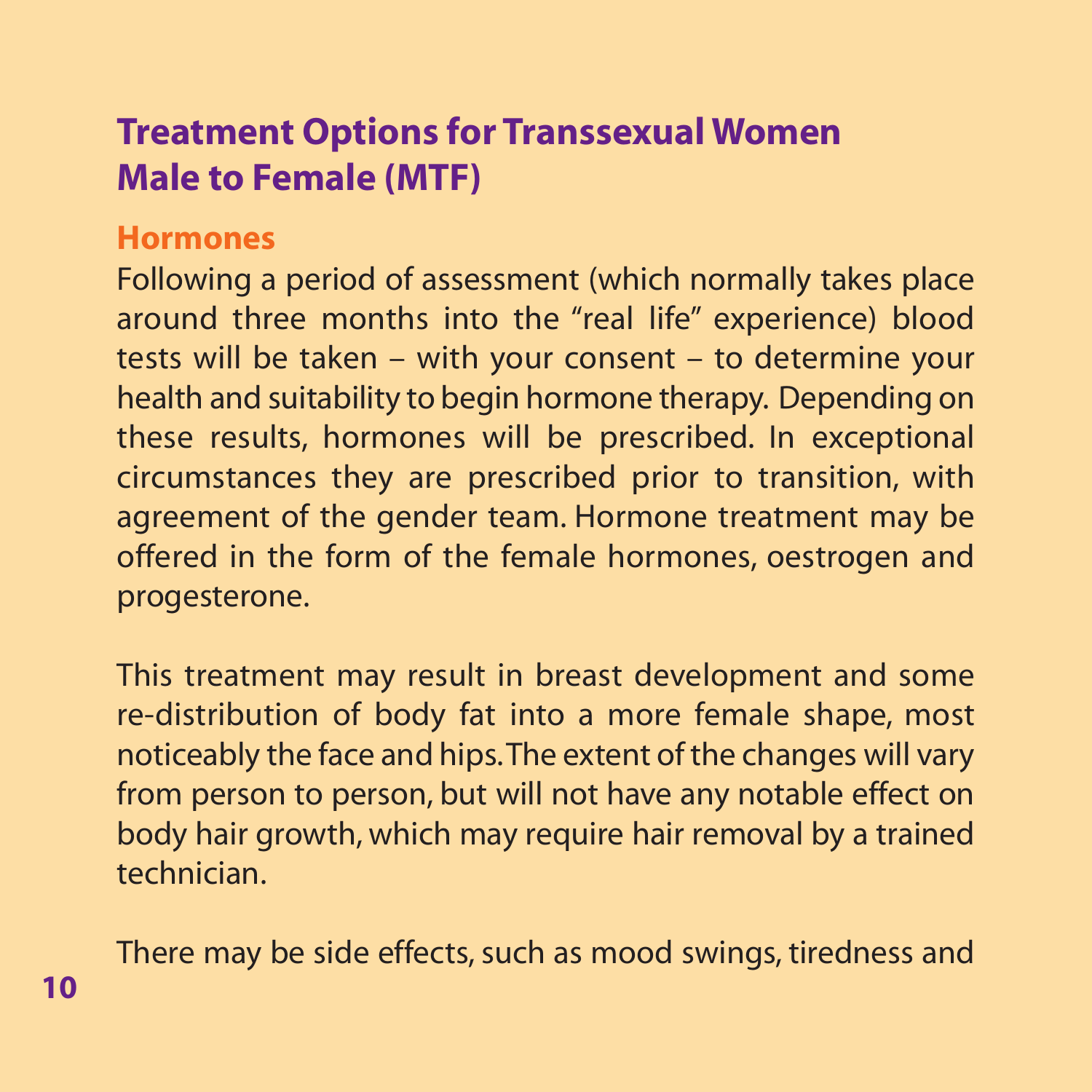# Treatment Options for Transsexual Women Male to Female (MTF)

## Hormones

Following a period of assessment (which normally takes place around three months into the "real life" experience) blood tests will be taken – with your consent – to determine your health and suitability to begin hormone therapy. Depending on these results, hormones will be prescribed. In exceptional circumstances they are prescribed prior to transition, with agreement of the gender team. Hormone treatment may be offered in the form of the female hormones, oestrogen and progesterone.

This treatment may result in breast development and some re-distribution of body fat into a more female shape, most noticeably the face and hips. The extent of the changes will vary from person to person, but will not have any notable effect on body hair growth, which may require hair removal by a trained technician.

There may be side effects, such as mood swings, tiredness and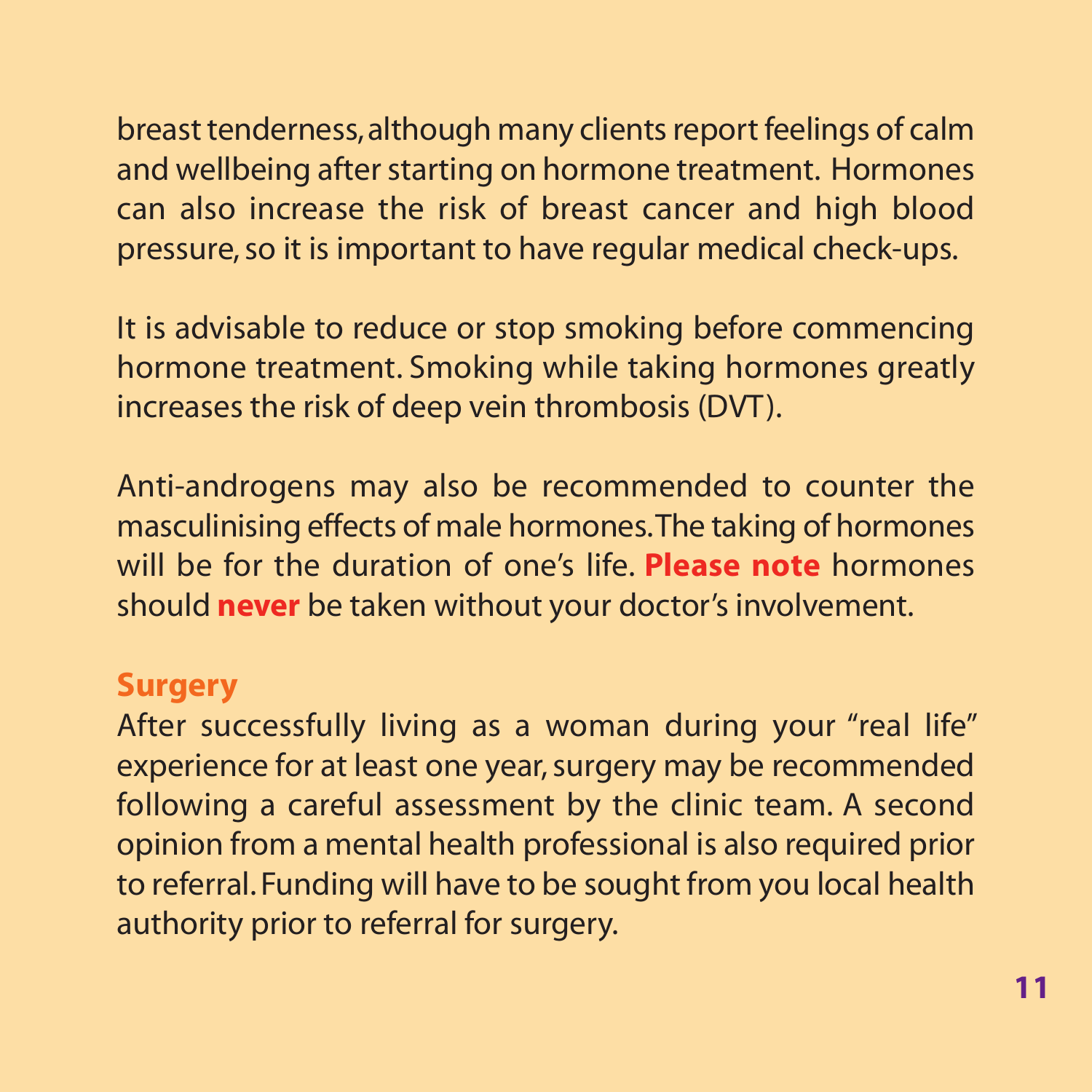breast tenderness, although many clients report feelings of calm and wellbeing after starting on hormone treatment. Hormones can also increase the risk of breast cancer and high blood pressure, so it is important to have regular medical check-ups.

It is advisable to reduce or stop smoking before commencing hormone treatment. Smoking while taking hormones greatly increases the risk of deep vein thrombosis (DVT).

Anti-androgens may also be recommended to counter the masculinising effects of male hormones. The taking of hormones will be for the duration of one's life. **Please note** hormones should **never** be taken without your doctor's involvement.

## Surgery

After successfully living as a woman during your "real life" experience for at least one year, surgery may be recommended following a careful assessment by the clinic team. A second opinion from a mental health professional is also required prior to referral. Funding will have to be sought from you local health authority prior to referral for surgery.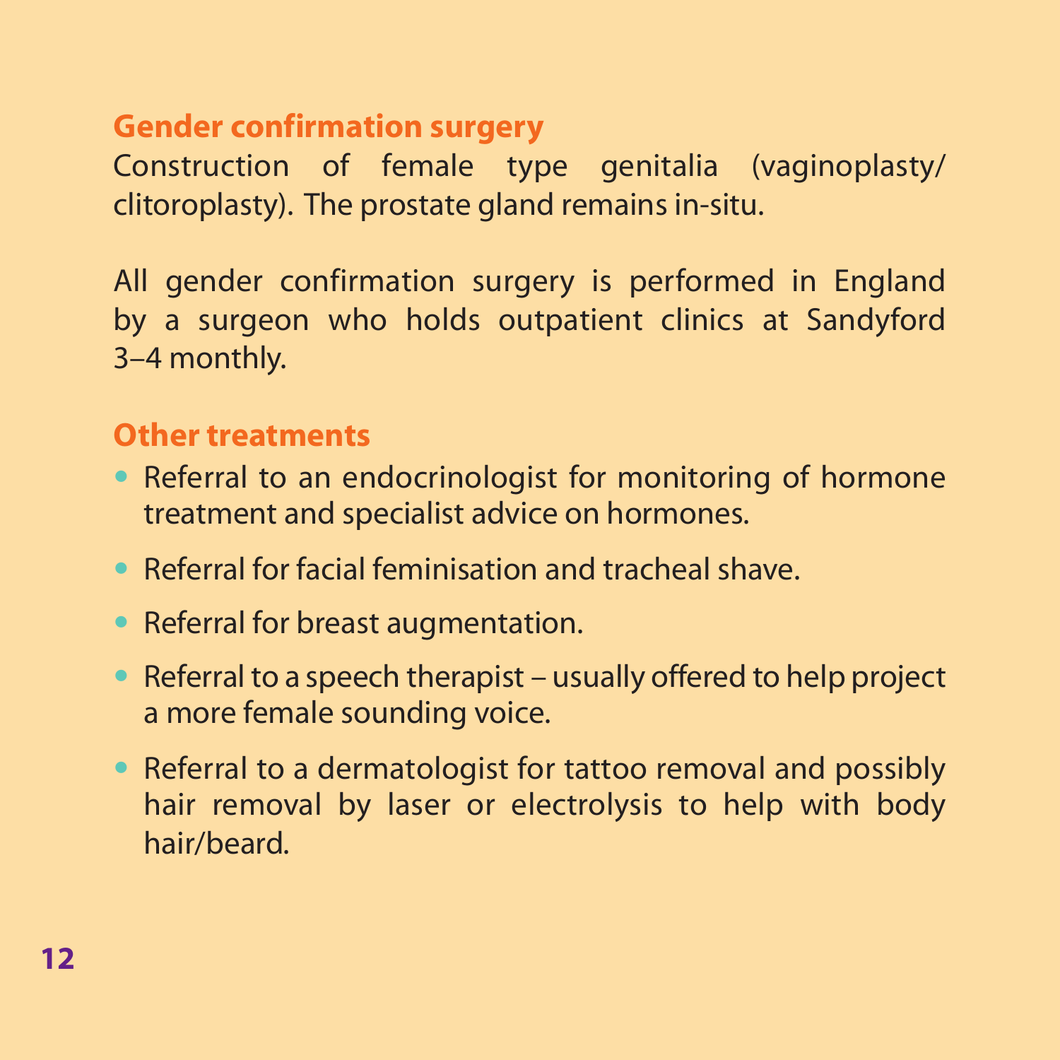## Gender confirmation surgery

Construction of female type genitalia (vaginoplasty/clitoroplasty). The prostate gland remains in-situ.

All gender confirmation surgery is performed in England by a surgeon who holds outpatient clinics at Sandyford 3–4 monthly.

## Other treatments

- Referral to an endocrinologist for monitoring of hormone treatment and specialist advice on hormones.
- Referral for facial feminisation and tracheal shave.
- Referral for breast augmentation.
- Referral to a speech therapist – usually offered to help project a more female sounding voice.
- Referral to a dermatologist for tattoo removal and possibly hair removal by laser or electrolysis to help with body hair/beard.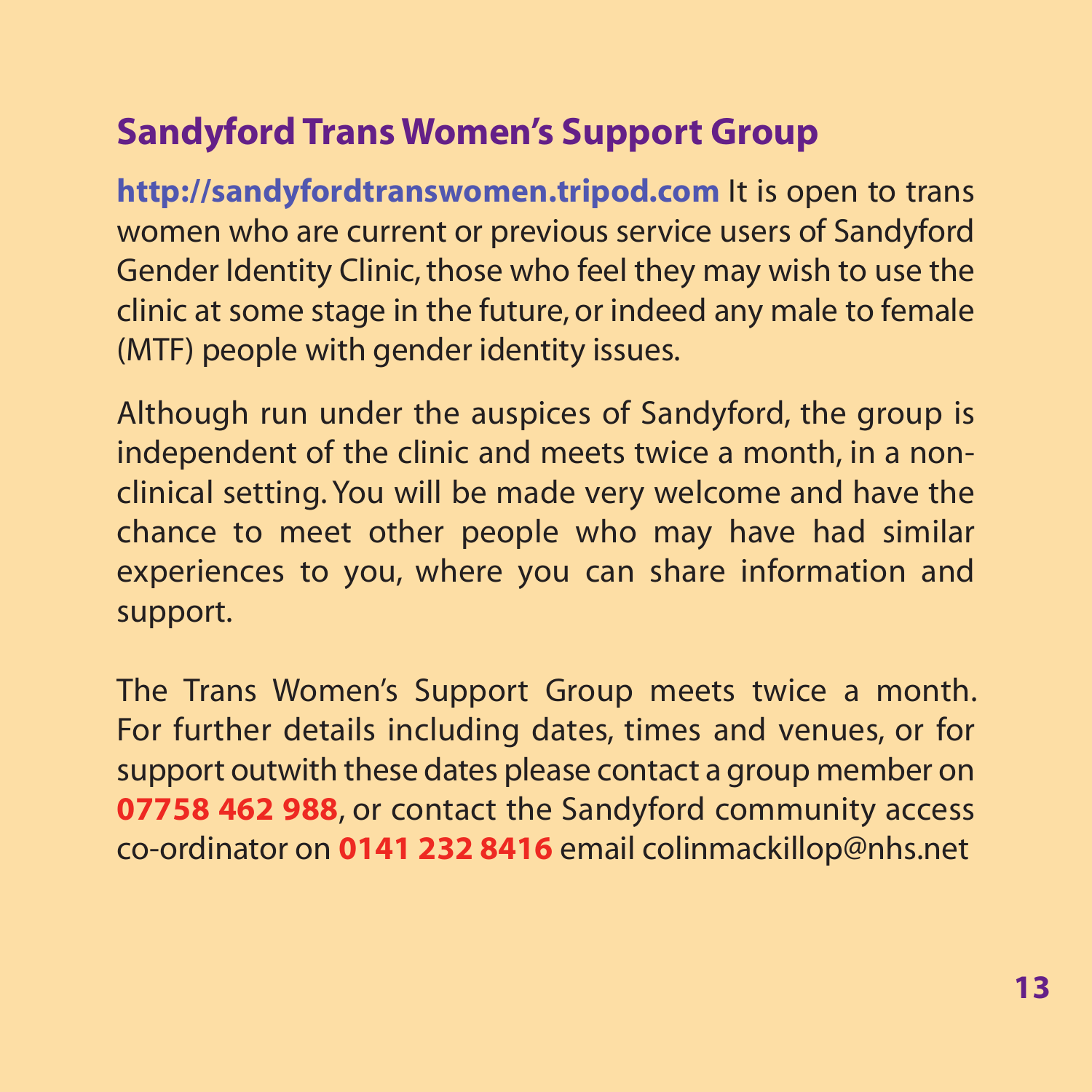## Sandyford Trans Women's Support Group

**http://sandyfordtranswomen.tripod.com** It is open to trans women who are current or previous service users of Sandyford Gender Identity Clinic, those who feel they may wish to use the clinic at some stage in the future, or indeed any male to female (MTF) people with gender identity issues.

Although run under the auspices of Sandyford, the group is independent of the clinic and meets twice a month, in a non-clinical setting. You will be made very welcome and have the chance to meet other people who may have had similar experiences to you, where you can share information and support.

The Trans Women's Support Group meets twice a month. For further details including dates, times and venues, or for support outwith these dates please contact a group member on **07758 462 988**, or contact the Sandyford community access co-ordinator on **0141 232 8416** email colinmackillop@nhs.net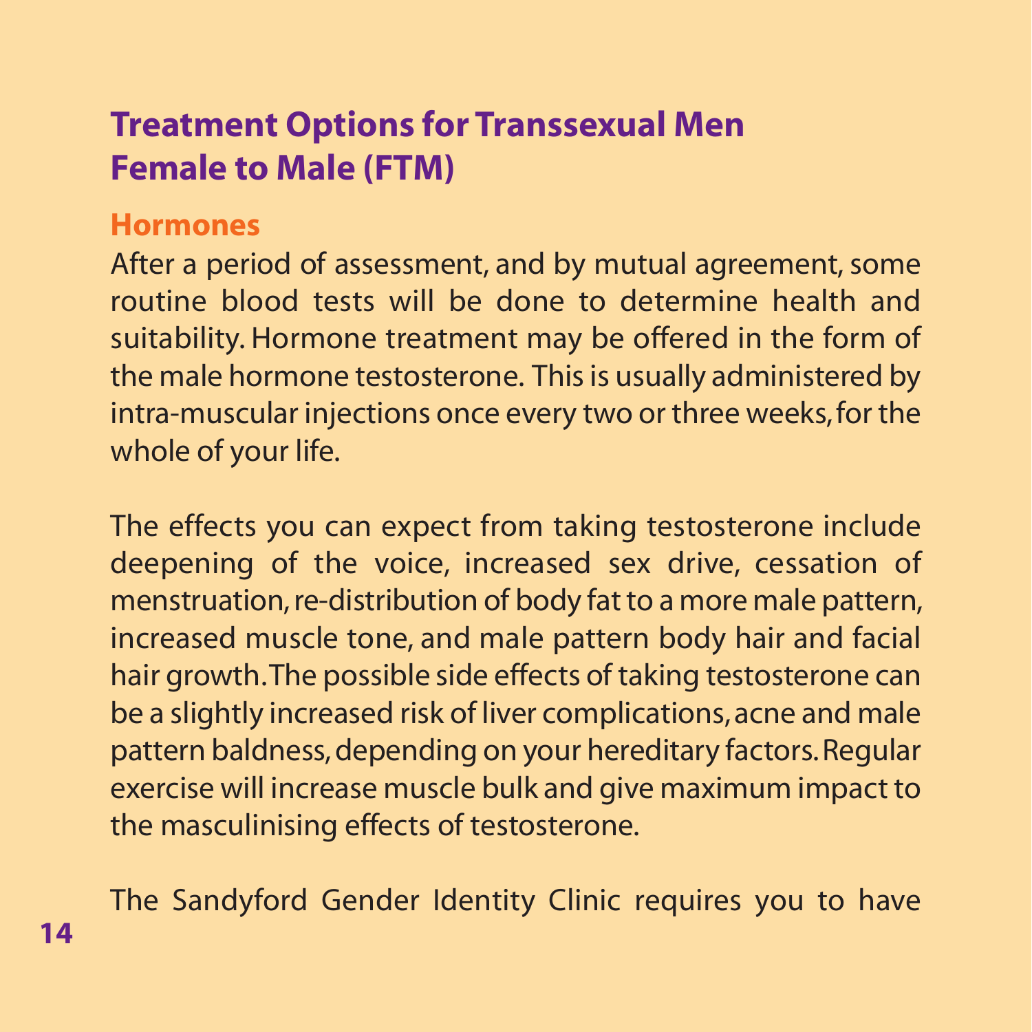## Treatment Options for Transsexual Men Female to Male (FTM)

### Hormones

After a period of assessment, and by mutual agreement, some routine blood tests will be done to determine health and suitability. Hormone treatment may be offered in the form of the male hormone testosterone. This is usually administered by intra-muscular injections once every two or three weeks, for the whole of your life.

The effects you can expect from taking testosterone include deepening of the voice, increased sex drive, cessation of menstruation, re-distribution of body fat to a more male pattern, increased muscle tone, and male pattern body hair and facial hair growth. The possible side effects of taking testosterone can be a slightly increased risk of liver complications, acne and male pattern baldness, depending on your hereditary factors. Regular exercise will increase muscle bulk and give maximum impact to the masculinising effects of testosterone.

The Sandyford Gender Identity Clinic requires you to have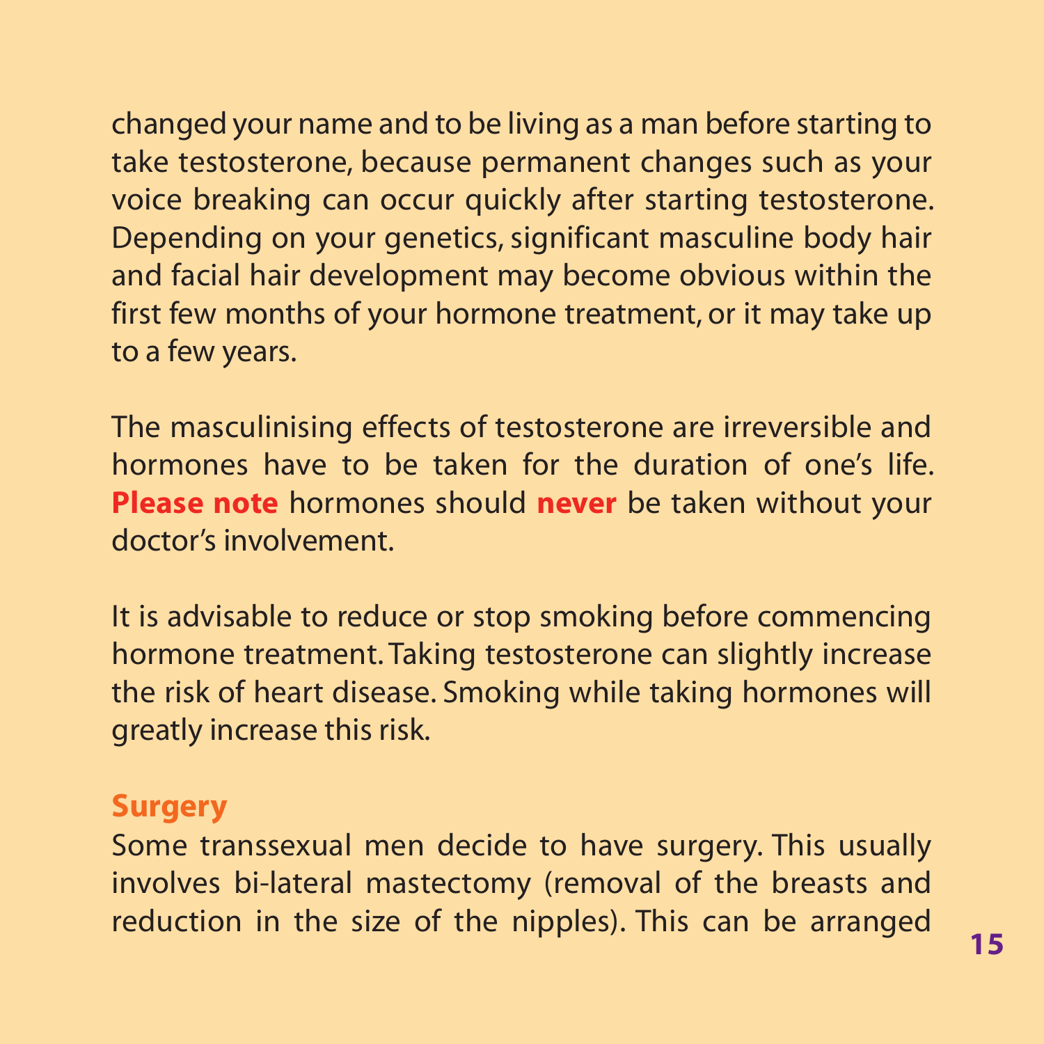changed your name and to be living as a man before starting to take testosterone, because permanent changes such as your voice breaking can occur quickly after starting testosterone. Depending on your genetics, significant masculine body hair and facial hair development may become obvious within the first few months of your hormone treatment, or it may take up to a few years.

The masculinising effects of testosterone are irreversible and hormones have to be taken for the duration of one's life. **Please note** hormones should **never** be taken without your doctor's involvement.

It is advisable to reduce or stop smoking before commencing hormone treatment. Taking testosterone can slightly increase the risk of heart disease. Smoking while taking hormones will greatly increase this risk.

## Surgery

Some transsexual men decide to have surgery. This usually involves bi-lateral mastectomy (removal of the breasts and reduction in the size of the nipples). This can be arranged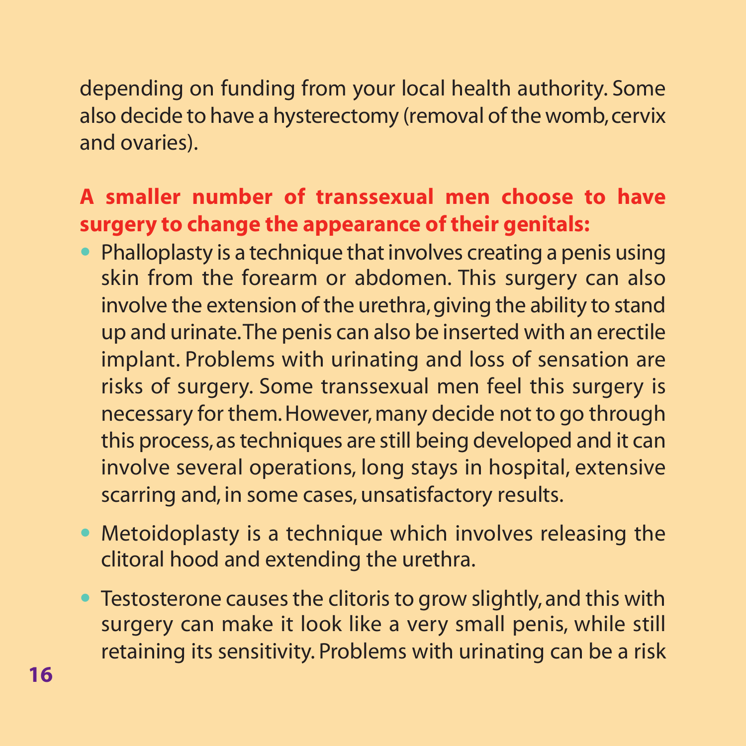depending on funding from your local health authority. Some also decide to have a hysterectomy (removal of the womb, cervix and ovaries).

**A smaller number of transsexual men choose to have surgery to change the appearance of their genitals:**

- Phalloplasty is a technique that involves creating a penis using skin from the forearm or abdomen. This surgery can also involve the extension of the urethra, giving the ability to stand up and urinate. The penis can also be inserted with an erectile implant. Problems with urinating and loss of sensation are risks of surgery. Some transsexual men feel this surgery is necessary for them. However, many decide not to go through this process, as techniques are still being developed and it can involve several operations, long stays in hospital, extensive scarring and, in some cases, unsatisfactory results.
- Metoidoplasty is a technique which involves releasing the clitoral hood and extending the urethra.
- Testosterone causes the clitoris to grow slightly, and this with surgery can make it look like a very small penis, while still retaining its sensitivity. Problems with urinating can be a risk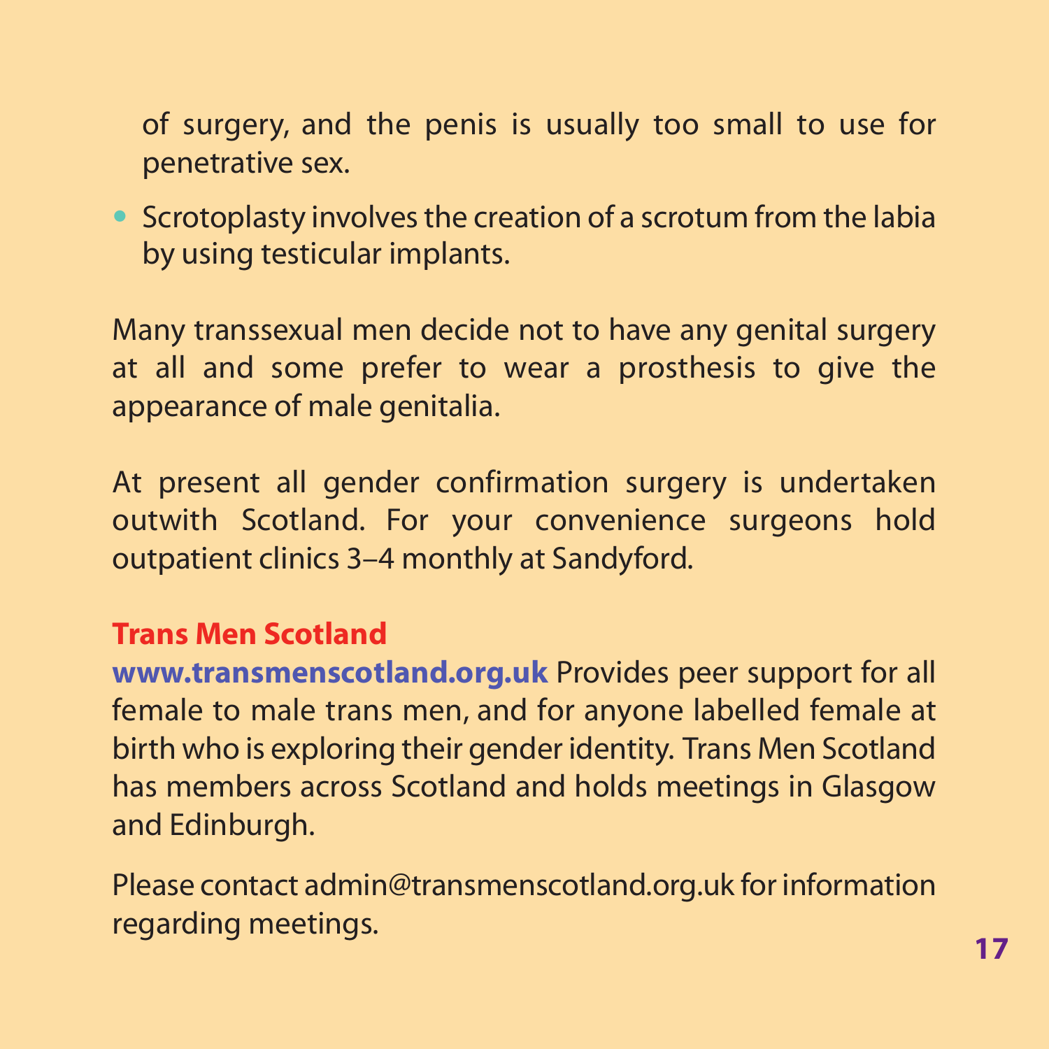of surgery, and the penis is usually too small to use for penetrative sex.

- Scrotoplasty involves the creation of a scrotum from the labia by using testicular implants.

Many transsexual men decide not to have any genital surgery at all and some prefer to wear a prosthesis to give the appearance of male genitalia.

At present all gender confirmation surgery is undertaken outwith Scotland. For your convenience surgeons hold outpatient clinics 3–4 monthly at Sandyford.

### Trans Men Scotland

**www.transmenscotland.org.uk** Provides peer support for all female to male trans men, and for anyone labelled female at birth who is exploring their gender identity. Trans Men Scotland has members across Scotland and holds meetings in Glasgow and Edinburgh.

Please contact admin@transmenscotland.org.uk for information regarding meetings.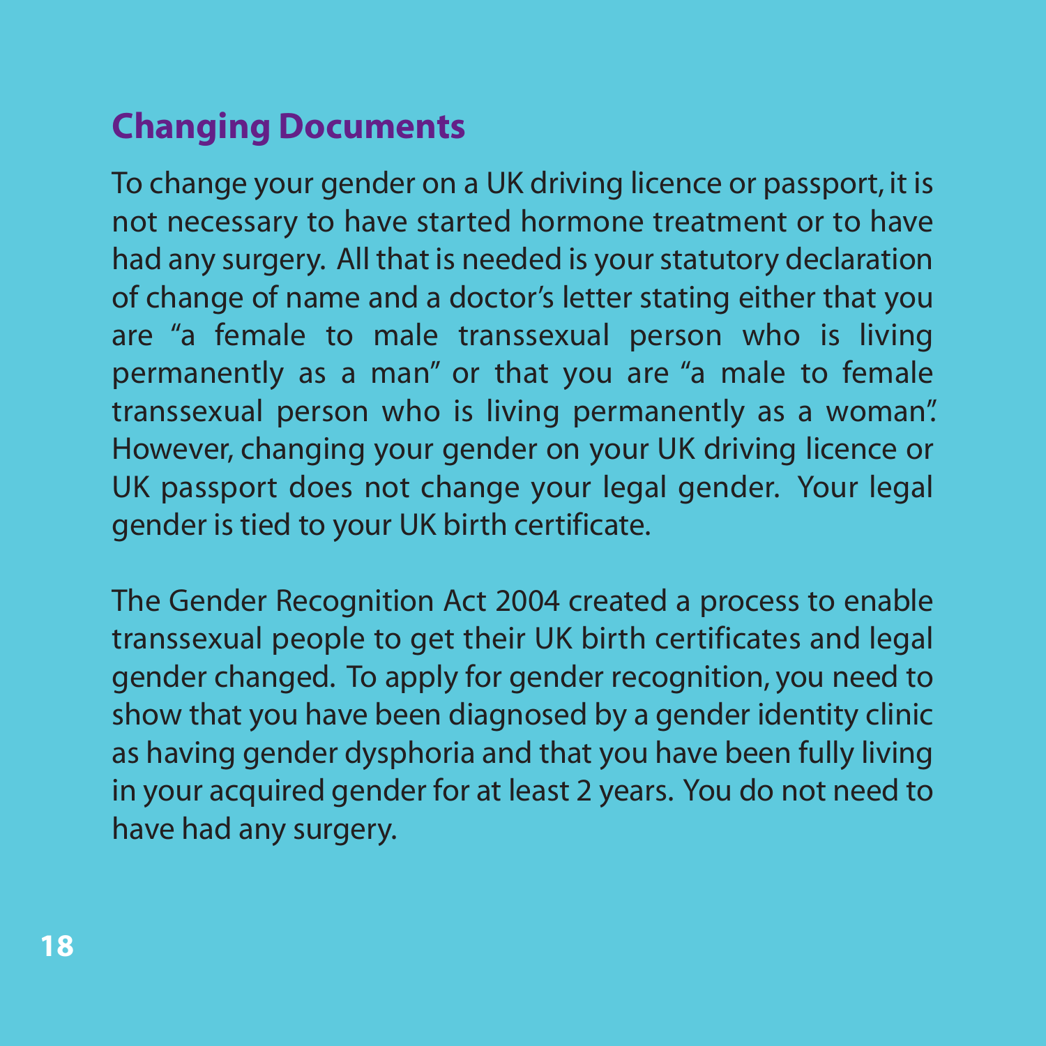## Changing Documents

To change your gender on a UK driving licence or passport, it is not necessary to have started hormone treatment or to have had any surgery. All that is needed is your statutory declaration of change of name and a doctor's letter stating either that you are "a female to male transsexual person who is living permanently as a man" or that you are "a male to female transsexual person who is living permanently as a woman". However, changing your gender on your UK driving licence or UK passport does not change your legal gender. Your legal gender is tied to your UK birth certificate.

The Gender Recognition Act 2004 created a process to enable transsexual people to get their UK birth certificates and legal gender changed. To apply for gender recognition, you need to show that you have been diagnosed by a gender identity clinic as having gender dysphoria and that you have been fully living in your acquired gender for at least 2 years. You do not need to have had any surgery.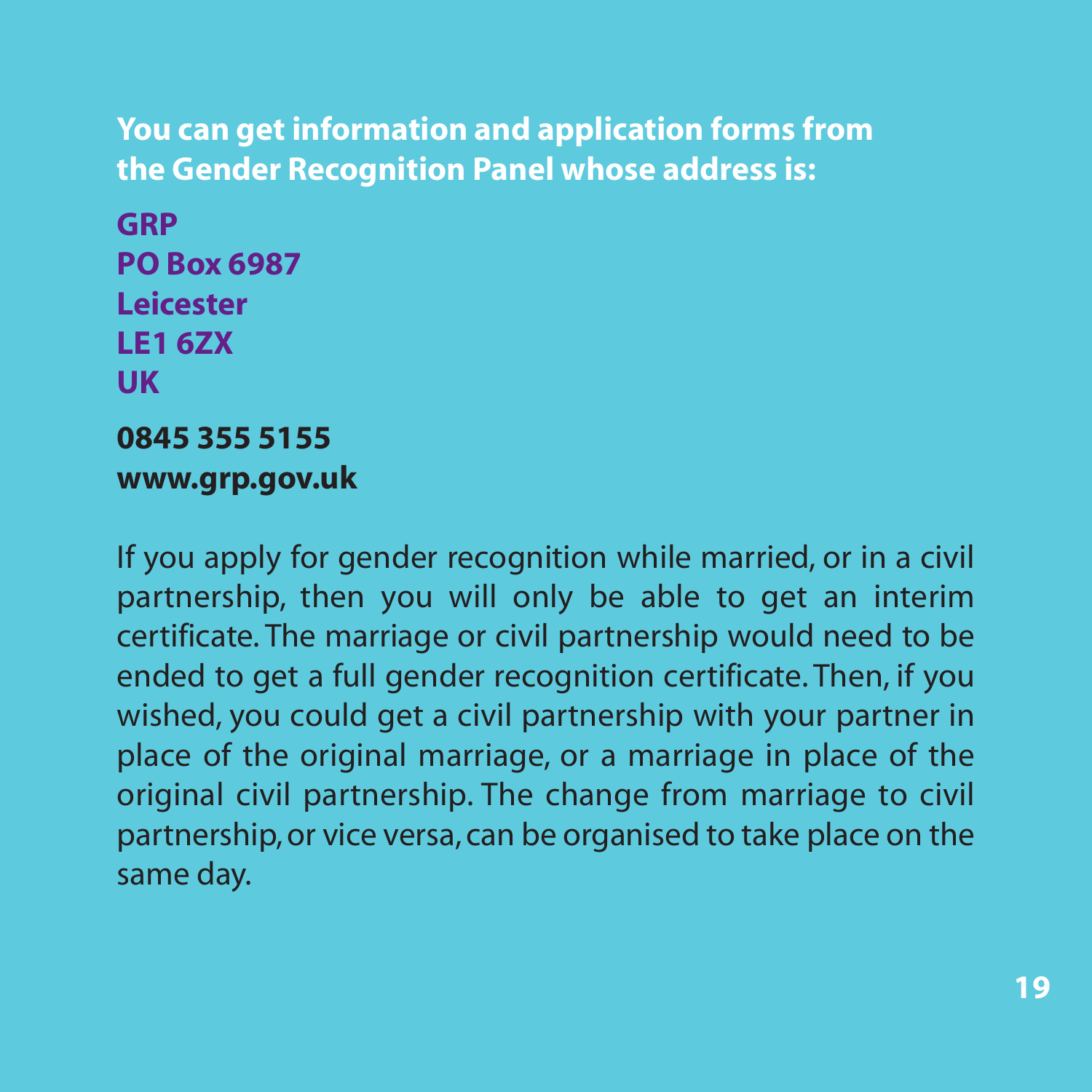**You can get information and application forms from the Gender Recognition Panel whose address is:**

**GRP**
**PO Box 6987**
**Leicester**
**LE1 6ZX**
**UK**

**0845 355 5155**
**www.grp.gov.uk**

If you apply for gender recognition while married, or in a civil partnership, then you will only be able to get an interim certificate. The marriage or civil partnership would need to be ended to get a full gender recognition certificate. Then, if you wished, you could get a civil partnership with your partner in place of the original marriage, or a marriage in place of the original civil partnership. The change from marriage to civil partnership, or vice versa, can be organised to take place on the same day.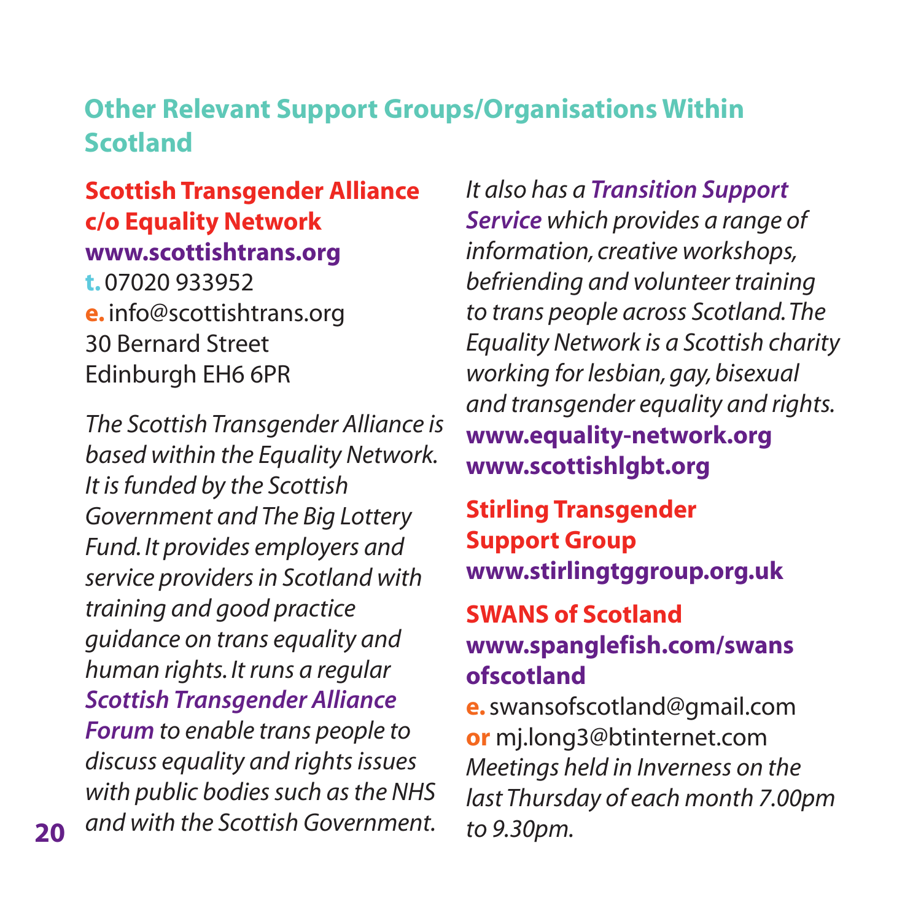## Other Relevant Support Groups/Organisations Within Scotland

### Scottish Transgender Alliance c/o Equality Network

**www.scottishtrans.org**
t. 07020 933952
e. info@scottishtrans.org
30 Bernard Street
Edinburgh EH6 6PR

*The Scottish Transgender Alliance is based within the Equality Network. It is funded by the Scottish Government and The Big Lottery Fund. It provides employers and service providers in Scotland with training and good practice guidance on trans equality and human rights. It runs a regular **Scottish Transgender Alliance Forum** to enable trans people to discuss equality and rights issues with public bodies such as the NHS and with the Scottish Government.*

*It also has a **Transition Support Service** which provides a range of information, creative workshops, befriending and volunteer training to trans people across Scotland. The Equality Network is a Scottish charity working for lesbian, gay, bisexual and transgender equality and rights.*

**www.equality-network.org**
**www.scottishlgbt.org**

### Stirling Transgender Support Group

**www.stirlingtggroup.org.uk**

### SWANS of Scotland

**www.spanglefish.com/swansofscotland**
e. swansofscotland@gmail.com
or mj.long3@btinternet.com
*Meetings held in Inverness on the last Thursday of each month 7.00pm to 9.30pm.*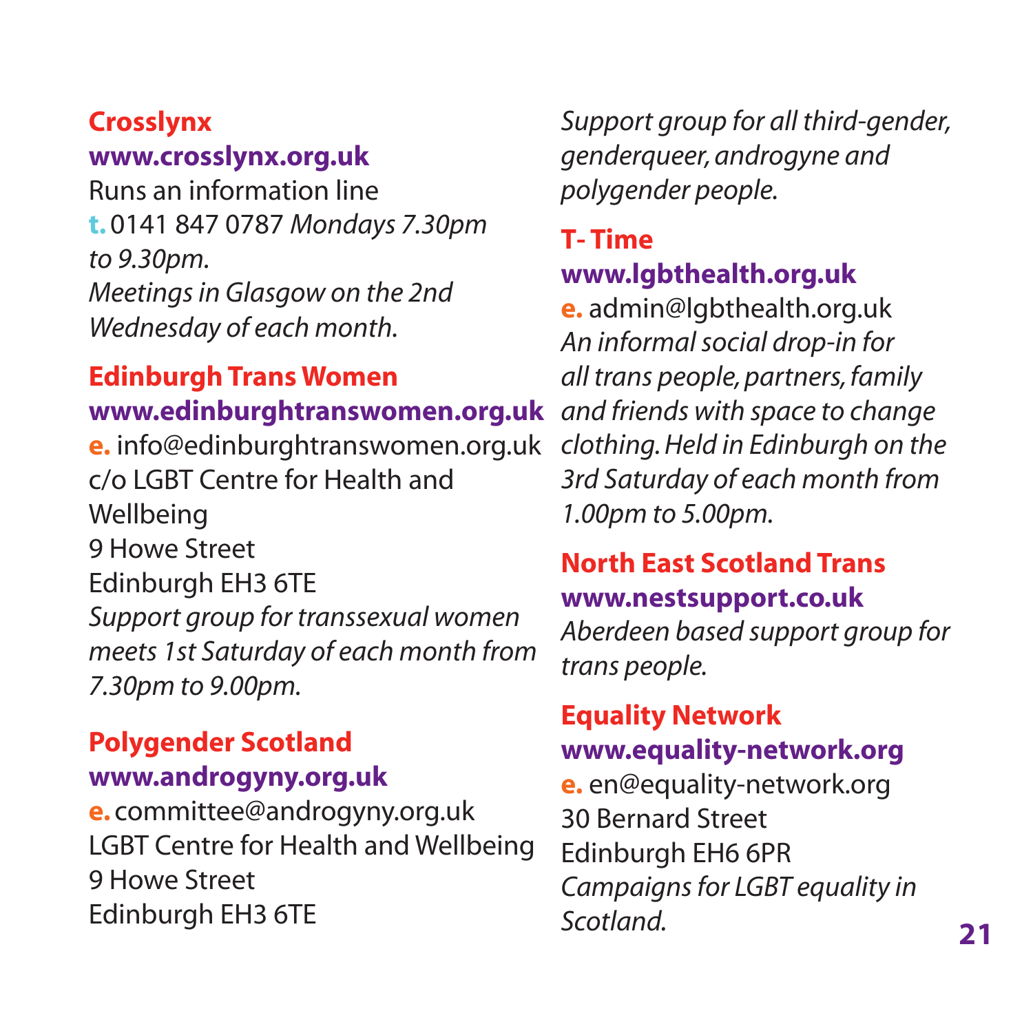## Crosslynx

**www.crosslynx.org.uk**

Runs an information line

**t.** 0141 847 0787 *Mondays 7.30pm to 9.30pm.*

*Meetings in Glasgow on the 2nd Wednesday of each month.*

## Edinburgh Trans Women

**www.edinburghtranswomen.org.uk**

**e.** info@edinburghtranswomen.org.uk

c/o LGBT Centre for Health and Wellbeing
9 Howe Street
Edinburgh EH3 6TE

*Support group for transsexual women meets 1st Saturday of each month from 7.30pm to 9.00pm.*

## Polygender Scotland

**www.androgyny.org.uk**

**e.** committee@androgyny.org.uk

LGBT Centre for Health and Wellbeing
9 Howe Street
Edinburgh EH3 6TE

*Support group for all third-gender, genderqueer, androgyne and polygender people.*

## T- Time

**www.lgbthealth.org.uk**

**e.** admin@lgbthealth.org.uk

*An informal social drop-in for all trans people, partners, family and friends with space to change clothing. Held in Edinburgh on the 3rd Saturday of each month from 1.00pm to 5.00pm.*

## North East Scotland Trans

**www.nestsupport.co.uk**

*Aberdeen based support group for trans people.*

## Equality Network

**www.equality-network.org**

**e.** en@equality-network.org

30 Bernard Street
Edinburgh EH6 6PR

*Campaigns for LGBT equality in Scotland.*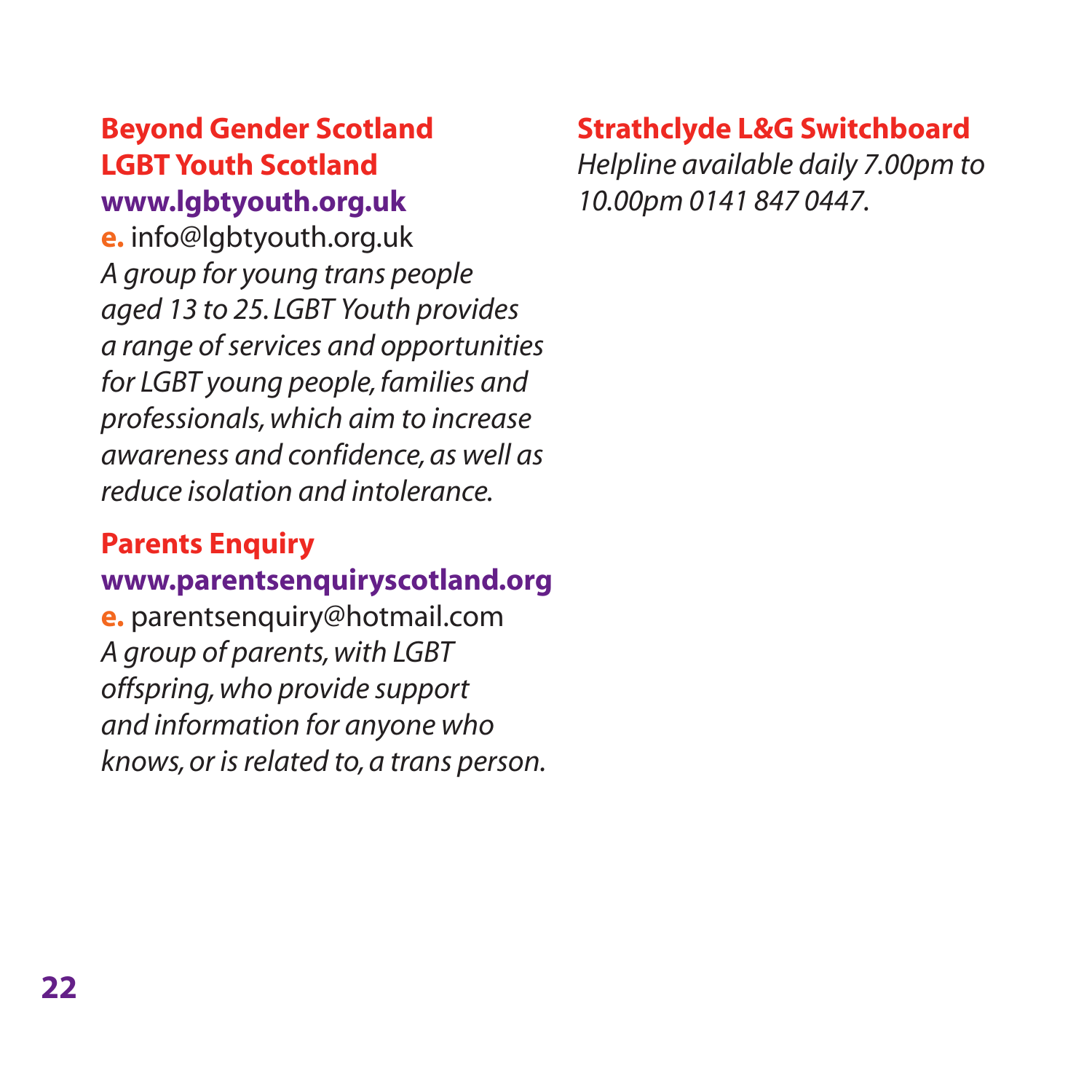### Beyond Gender Scotland
### LGBT Youth Scotland

**www.lgbtyouth.org.uk**

**e.** info@lgbtyouth.org.uk

*A group for young trans people aged 13 to 25. LGBT Youth provides a range of services and opportunities for LGBT young people, families and professionals, which aim to increase awareness and confidence, as well as reduce isolation and intolerance.*

### Parents Enquiry

**www.parentsenquiryscotland.org**

**e.** parentsenquiry@hotmail.com

*A group of parents, with LGBT offspring, who provide support and information for anyone who knows, or is related to, a trans person.*

### Strathclyde L&G Switchboard

*Helpline available daily 7.00pm to 10.00pm 0141 847 0447.*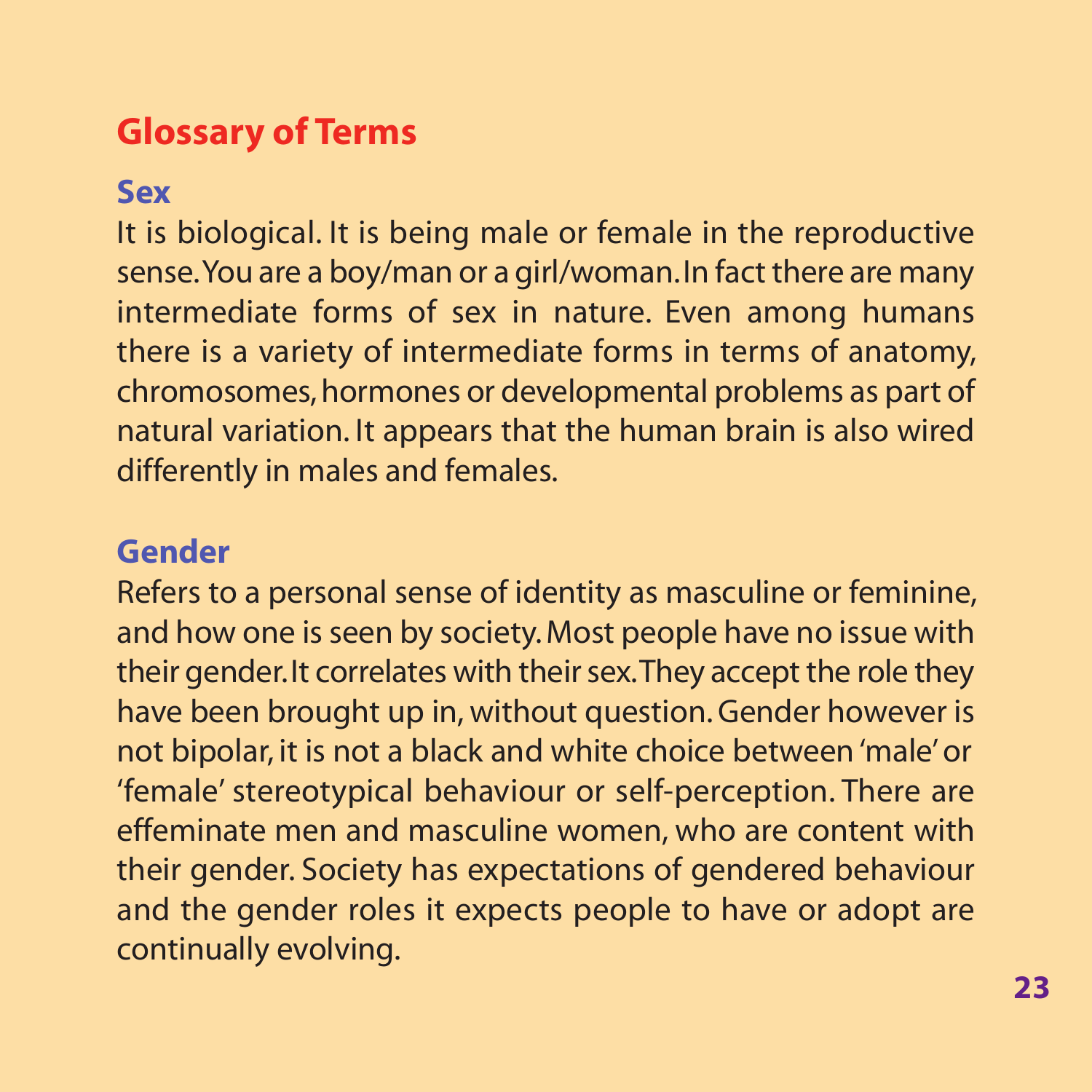## Glossary of Terms

### Sex

It is biological. It is being male or female in the reproductive sense. You are a boy/man or a girl/woman. In fact there are many intermediate forms of sex in nature. Even among humans there is a variety of intermediate forms in terms of anatomy, chromosomes, hormones or developmental problems as part of natural variation. It appears that the human brain is also wired differently in males and females.

### Gender

Refers to a personal sense of identity as masculine or feminine, and how one is seen by society. Most people have no issue with their gender. It correlates with their sex. They accept the role they have been brought up in, without question. Gender however is not bipolar, it is not a black and white choice between 'male' or 'female' stereotypical behaviour or self-perception. There are effeminate men and masculine women, who are content with their gender. Society has expectations of gendered behaviour and the gender roles it expects people to have or adopt are continually evolving.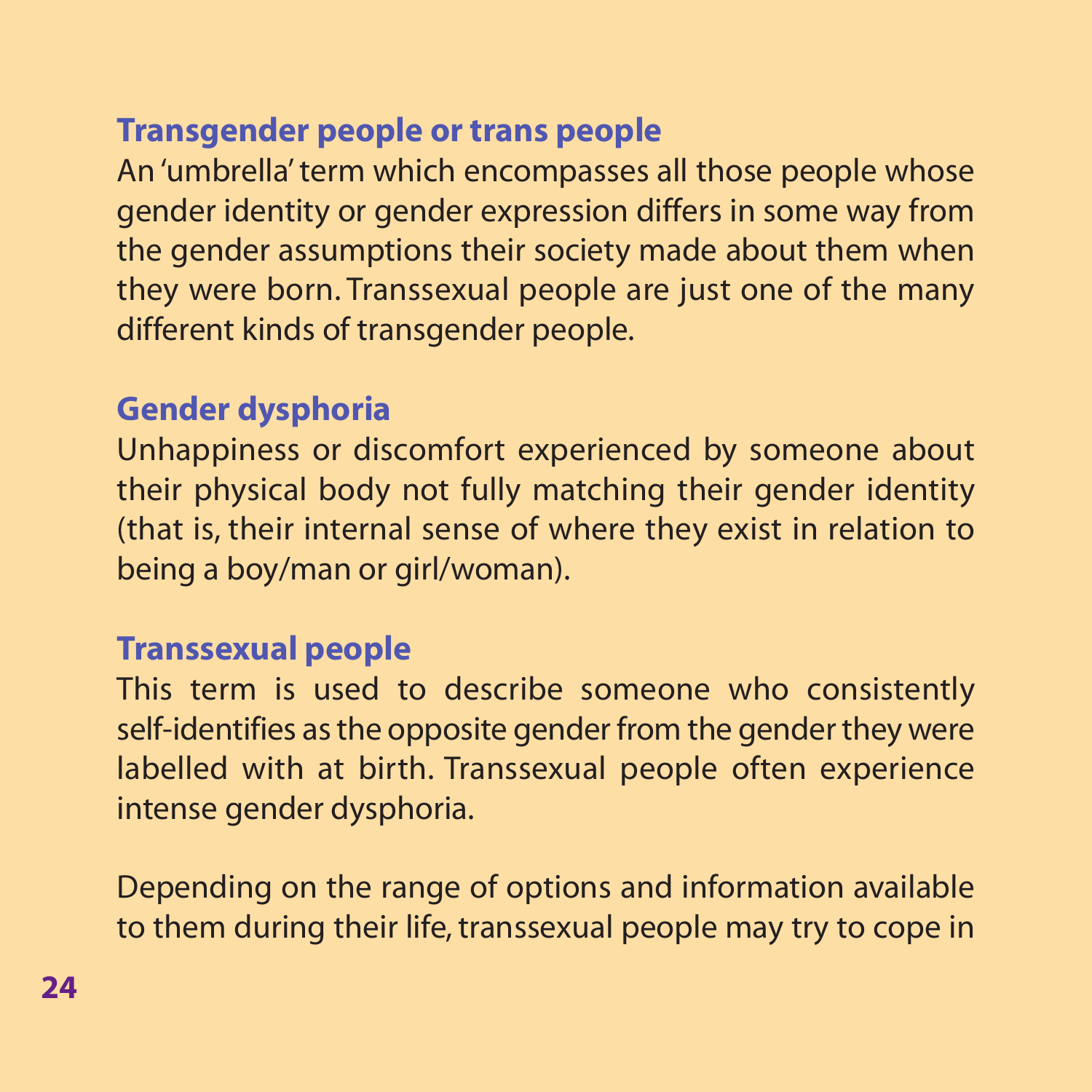### Transgender people or trans people

An 'umbrella' term which encompasses all those people whose gender identity or gender expression differs in some way from the gender assumptions their society made about them when they were born. Transsexual people are just one of the many different kinds of transgender people.

### Gender dysphoria

Unhappiness or discomfort experienced by someone about their physical body not fully matching their gender identity (that is, their internal sense of where they exist in relation to being a boy/man or girl/woman).

### Transsexual people

This term is used to describe someone who consistently self-identifies as the opposite gender from the gender they were labelled with at birth. Transsexual people often experience intense gender dysphoria.

Depending on the range of options and information available to them during their life, transsexual people may try to cope in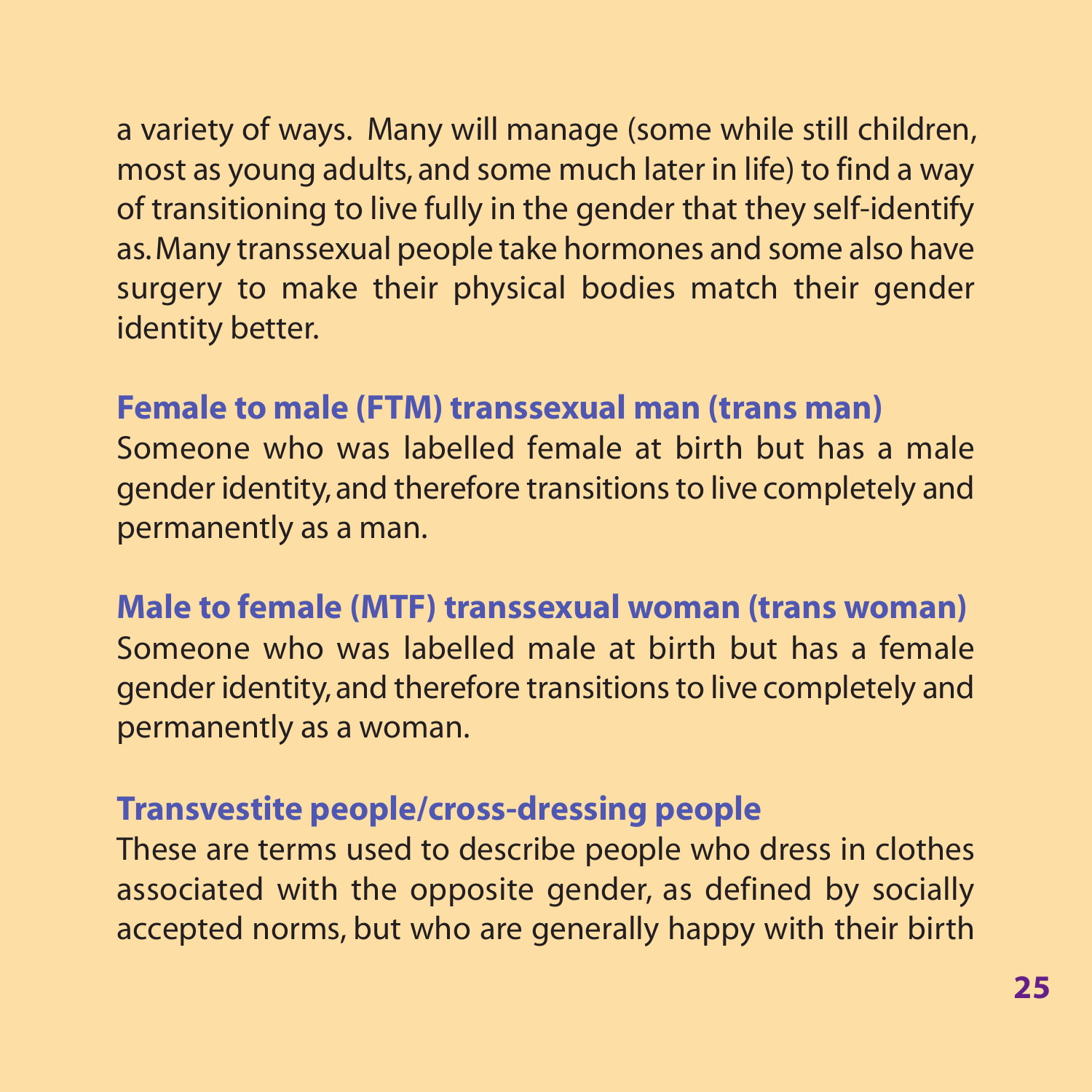a variety of ways. Many will manage (some while still children, most as young adults, and some much later in life) to find a way of transitioning to live fully in the gender that they self-identify as. Many transsexual people take hormones and some also have surgery to make their physical bodies match their gender identity better.

### Female to male (FTM) transsexual man (trans man)

Someone who was labelled female at birth but has a male gender identity, and therefore transitions to live completely and permanently as a man.

### Male to female (MTF) transsexual woman (trans woman)

Someone who was labelled male at birth but has a female gender identity, and therefore transitions to live completely and permanently as a woman.

### Transvestite people/cross-dressing people

These are terms used to describe people who dress in clothes associated with the opposite gender, as defined by socially accepted norms, but who are generally happy with their birth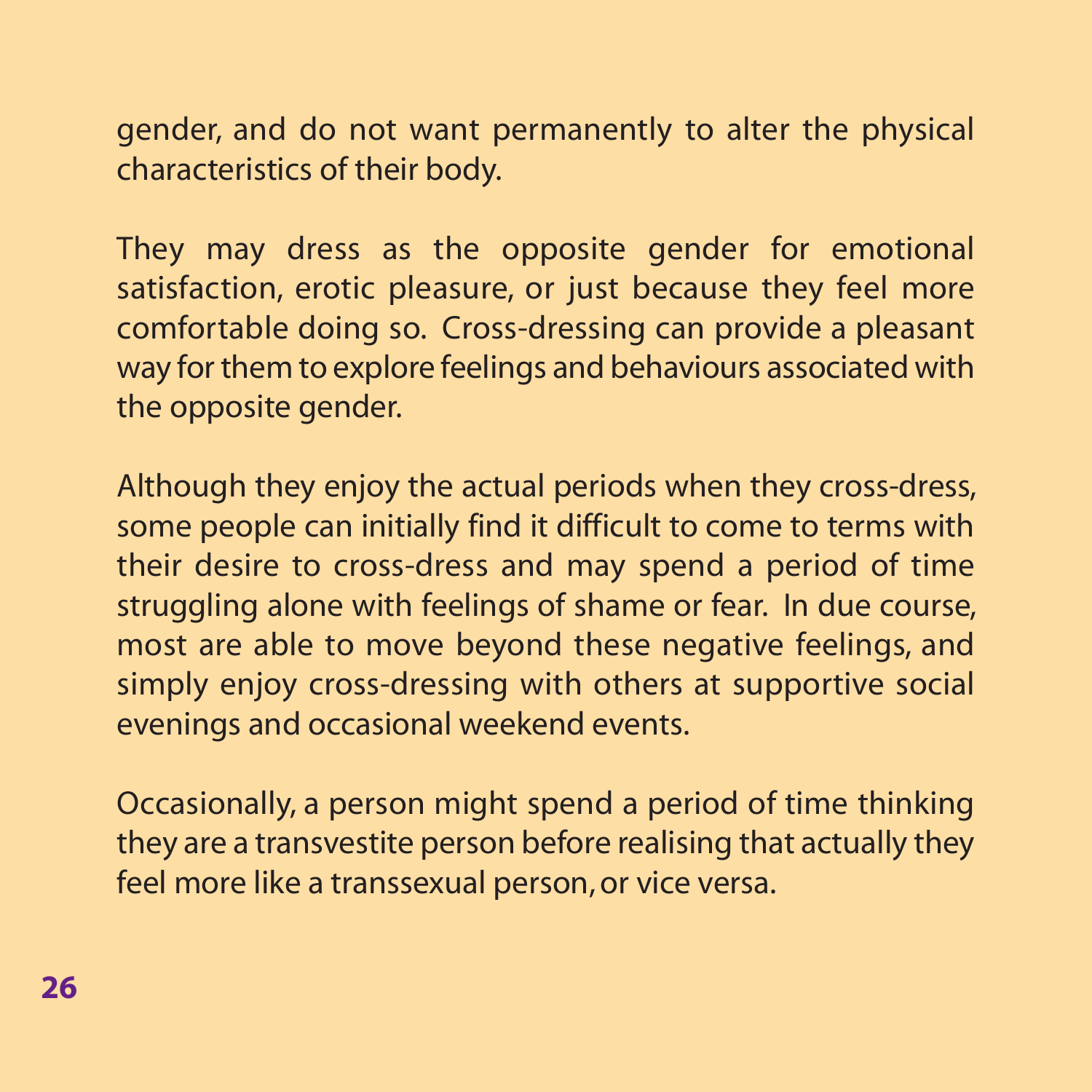gender, and do not want permanently to alter the physical characteristics of their body.

They may dress as the opposite gender for emotional satisfaction, erotic pleasure, or just because they feel more comfortable doing so. Cross-dressing can provide a pleasant way for them to explore feelings and behaviours associated with the opposite gender.

Although they enjoy the actual periods when they cross-dress, some people can initially find it difficult to come to terms with their desire to cross-dress and may spend a period of time struggling alone with feelings of shame or fear. In due course, most are able to move beyond these negative feelings, and simply enjoy cross-dressing with others at supportive social evenings and occasional weekend events.

Occasionally, a person might spend a period of time thinking they are a transvestite person before realising that actually they feel more like a transsexual person, or vice versa.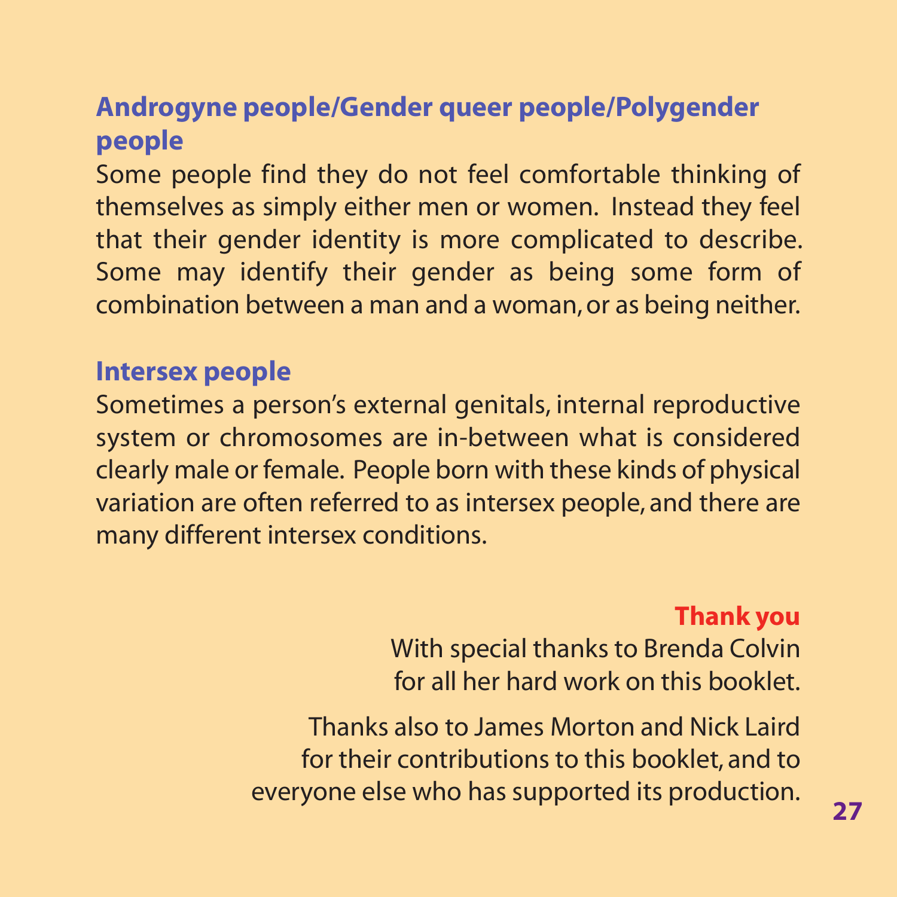## Androgyne people/Gender queer people/Polygender people

Some people find they do not feel comfortable thinking of themselves as simply either men or women. Instead they feel that their gender identity is more complicated to describe. Some may identify their gender as being some form of combination between a man and a woman, or as being neither.

## Intersex people

Sometimes a person's external genitals, internal reproductive system or chromosomes are in-between what is considered clearly male or female. People born with these kinds of physical variation are often referred to as intersex people, and there are many different intersex conditions.

## Thank you

With special thanks to Brenda Colvin for all her hard work on this booklet.

Thanks also to James Morton and Nick Laird for their contributions to this booklet, and to everyone else who has supported its production.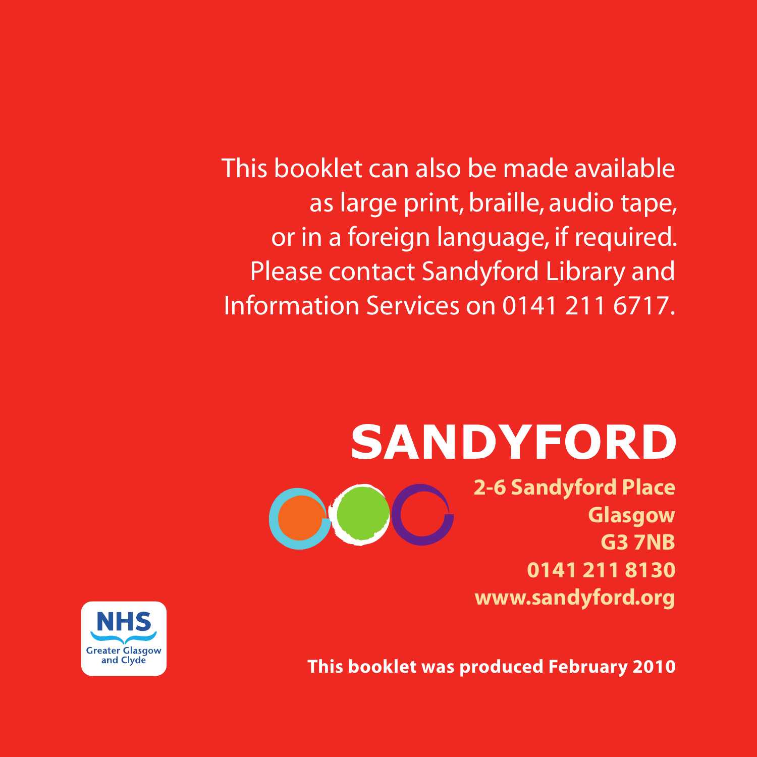This booklet can also be made available as large print, braille, audio tape, or in a foreign language, if required. Please contact Sandyford Library and Information Services on 0141 211 6717.

# SANDYFORD

**2-6 Sandyford Place**
**Glasgow**
**G3 7NB**
**0141 211 8130**
**www.sandyford.org**

NHS
Greater Glasgow and Clyde

**This booklet was produced February 2010**